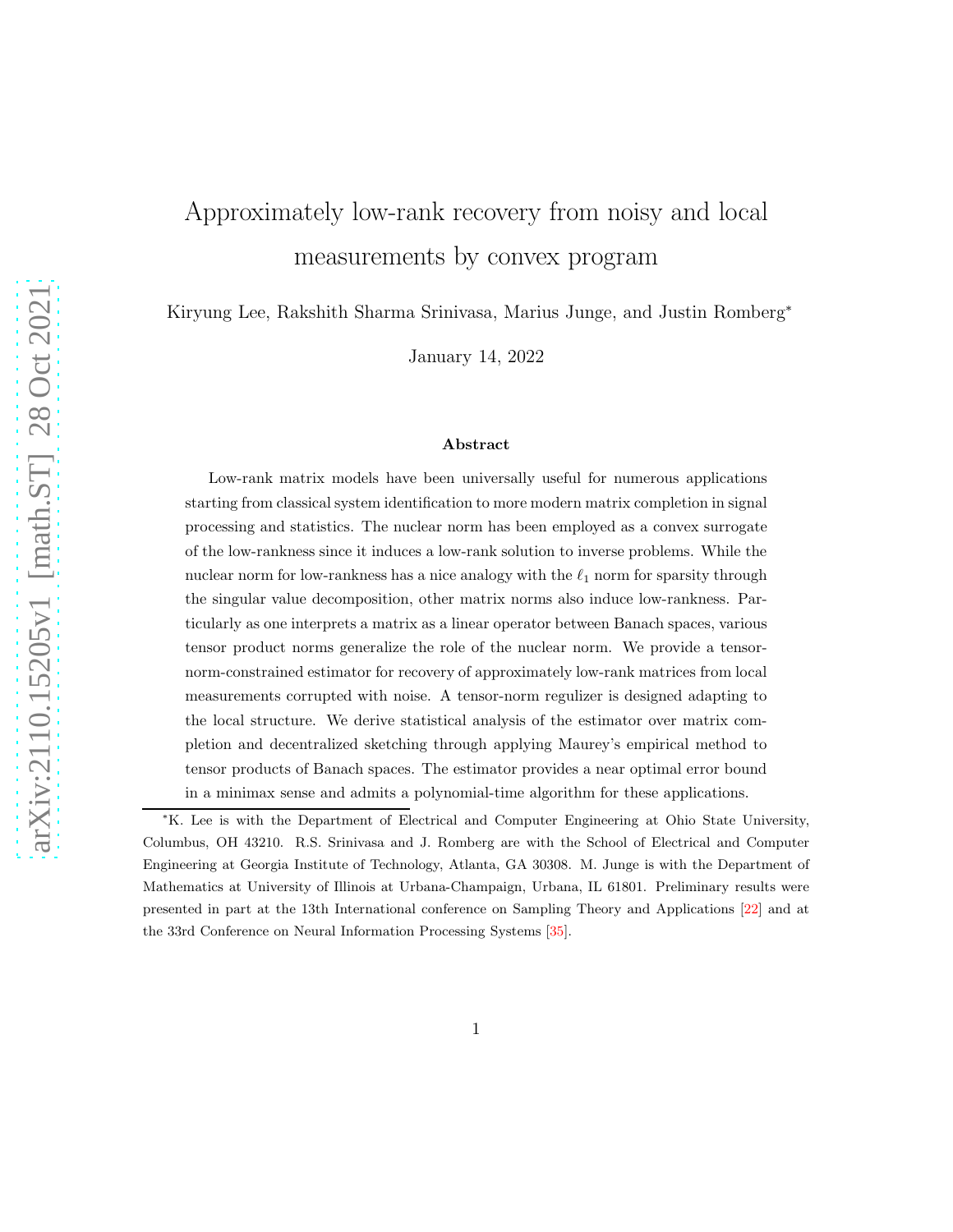# Approximately low-rank recovery from noisy and local measurements by convex program

Kiryung Lee, Rakshith Sharma Srinivasa, Marius Junge, and Justin Romberg*

January 14, 2022

### Abstract

Low-rank matrix models have been universally useful for numerous applications starting from classical system identification to more modern matrix completion in signal processing and statistics. The nuclear norm has been employed as a convex surrogate of the low-rankness since it induces a low-rank solution to inverse problems. While the nuclear norm for low-rankness has a nice analogy with the $\ell_1$ norm for sparsity through the singular value decomposition, other matrix norms also induce low-rankness. Particularly as one interprets a matrix as a linear operator between Banach spaces, various tensor product norms generalize the role of the nuclear norm. We provide a tensor-norm-constrained estimator for recovery of approximately low-rank matrices from local measurements corrupted with noise. A tensor-norm regulizer is designed adapting to the local structure. We derive statistical analysis of the estimator over matrix completion and decentralized sketching through applying Maurey's empirical method to tensor products of Banach spaces. The estimator provides a near optimal error bound in a minimax sense and admits a polynomial-time algorithm for these applications.

---

*K. Lee is with the Department of Electrical and Computer Engineering at Ohio State University, Columbus, OH 43210. R.S. Srinivasa and J. Romberg are with the School of Electrical and Computer Engineering at Georgia Institute of Technology, Atlanta, GA 30308. M. Junge is with the Department of Mathematics at University of Illinois at Urbana-Champaign, Urbana, IL 61801. Preliminary results were presented in part at the 13th International conference on Sampling Theory and Applications [22] and at the 33rd Conference on Neural Information Processing Systems [35].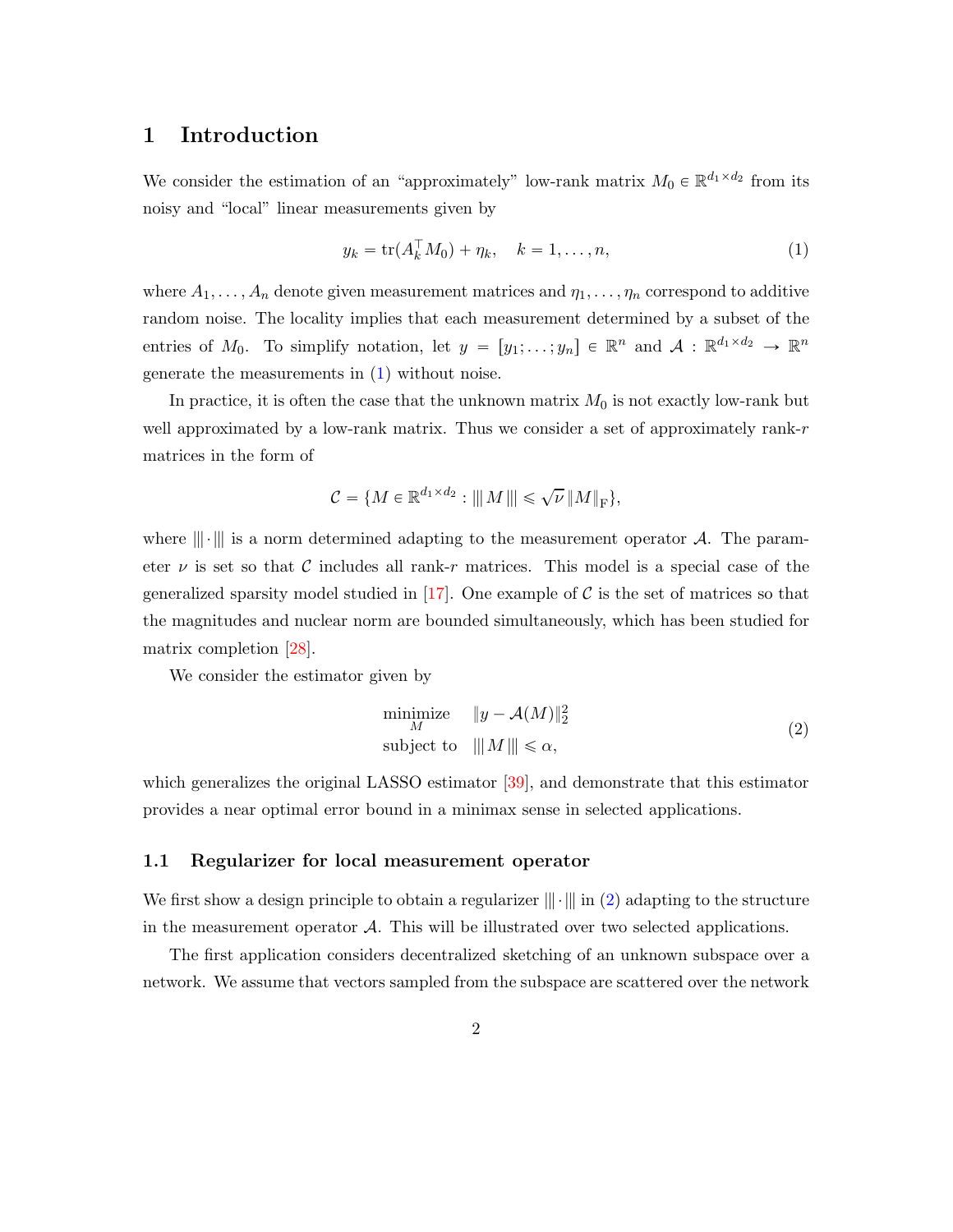# 1 Introduction

We consider the estimation of an "approximately" low-rank matrix $M_0 \in \mathbb{R}^{d_1 \times d_2}$ from its noisy and "local" linear measurements given by

$$y_k = \mathrm{tr}(A_k^\top M_0) + \eta_k, \quad k = 1, \ldots, n, \tag{1}$$

where $A_1, \ldots, A_n$ denote given measurement matrices and $\eta_1, \ldots, \eta_n$ correspond to additive random noise. The locality implies that each measurement determined by a subset of the entries of $M_0$. To simplify notation, let $y = [y_1; \ldots; y_n] \in \mathbb{R}^n$ and $\mathcal{A} : \mathbb{R}^{d_1 \times d_2} \to \mathbb{R}^n$ generate the measurements in (1) without noise.

In practice, it is often the case that the unknown matrix $M_0$ is not exactly low-rank but well approximated by a low-rank matrix. Thus we consider a set of approximately rank-$r$ matrices in the form of

$$\mathcal{C} = \{M \in \mathbb{R}^{d_1 \times d_2} : |||M||| \leqslant \sqrt{\nu}\, \|M\|_{\mathrm{F}}\},$$

where $|||\cdot|||$ is a norm determined adapting to the measurement operator $\mathcal{A}$. The parameter $\nu$ is set so that $\mathcal{C}$ includes all rank-$r$ matrices. This model is a special case of the generalized sparsity model studied in [17]. One example of $\mathcal{C}$ is the set of matrices so that the magnitudes and nuclear norm are bounded simultaneously, which has been studied for matrix completion [28].

We consider the estimator given by

$$\begin{aligned} \underset{M}{\text{minimize}} \quad & \|y - \mathcal{A}(M)\|_2^2 \\ \text{subject to} \quad & |||M||| \leqslant \alpha, \end{aligned} \tag{2}$$

which generalizes the original LASSO estimator [39], and demonstrate that this estimator provides a near optimal error bound in a minimax sense in selected applications.

## 1.1 Regularizer for local measurement operator

We first show a design principle to obtain a regularizer $|||\cdot|||$ in (2) adapting to the structure in the measurement operator $\mathcal{A}$. This will be illustrated over two selected applications.

The first application considers decentralized sketching of an unknown subspace over a network. We assume that vectors sampled from the subspace are scattered over the network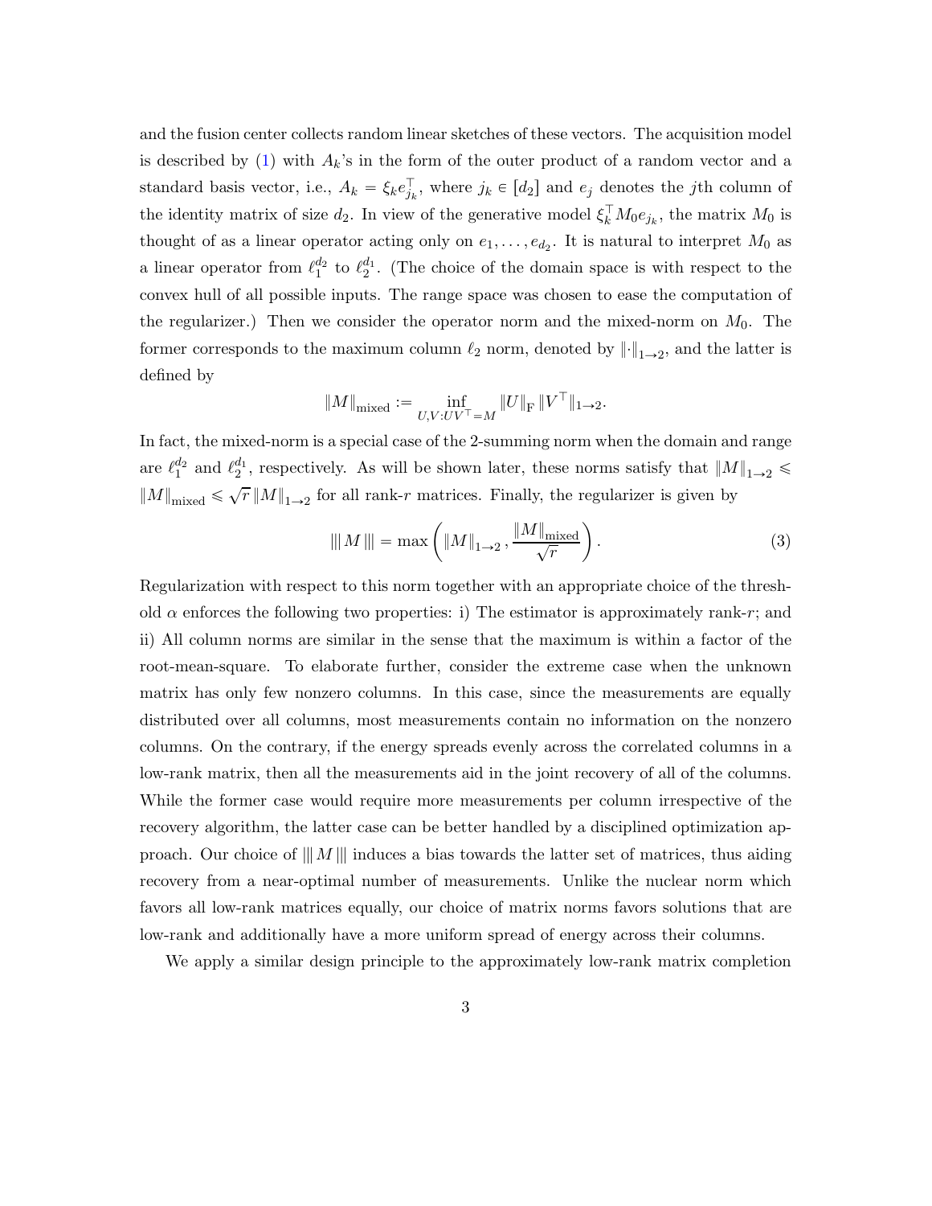and the fusion center collects random linear sketches of these vectors. The acquisition model is described by (1) with $A_k$'s in the form of the outer product of a random vector and a standard basis vector, i.e., $A_k = \xi_k e_{j_k}^\top$, where $j_k \in [d_2]$ and $e_j$ denotes the $j$th column of the identity matrix of size $d_2$. In view of the generative model $\xi_k^\top M_0 e_{j_k}$, the matrix $M_0$ is thought of as a linear operator acting only on $e_1, \ldots, e_{d_2}$. It is natural to interpret $M_0$ as a linear operator from $\ell_1^{d_2}$ to $\ell_2^{d_1}$. (The choice of the domain space is with respect to the convex hull of all possible inputs. The range space was chosen to ease the computation of the regularizer.) Then we consider the operator norm and the mixed-norm on $M_0$. The former corresponds to the maximum column $\ell_2$ norm, denoted by $\|\cdot\|_{1\to 2}$, and the latter is defined by

$$\|M\|_{\mathrm{mixed}} := \inf_{U,V : UV^\top = M} \|U\|_{\mathrm{F}} \, \|V^\top\|_{1\to 2}.$$

In fact, the mixed-norm is a special case of the 2-summing norm when the domain and range are $\ell_1^{d_2}$ and $\ell_2^{d_1}$, respectively. As will be shown later, these norms satisfy that $\|M\|_{1\to 2} \leqslant \|M\|_{\mathrm{mixed}} \leqslant \sqrt{r}\, \|M\|_{1\to 2}$ for all rank-$r$ matrices. Finally, the regularizer is given by

$$|||\, M \,||| = \max\left( \|M\|_{1\to 2} \,, \frac{\|M\|_{\mathrm{mixed}}}{\sqrt{r}} \right). \tag{3}$$

Regularization with respect to this norm together with an appropriate choice of the threshold $\alpha$ enforces the following two properties: i) The estimator is approximately rank-$r$; and ii) All column norms are similar in the sense that the maximum is within a factor of the root-mean-square. To elaborate further, consider the extreme case when the unknown matrix has only few nonzero columns. In this case, since the measurements are equally distributed over all columns, most measurements contain no information on the nonzero columns. On the contrary, if the energy spreads evenly across the correlated columns in a low-rank matrix, then all the measurements aid in the joint recovery of all of the columns. While the former case would require more measurements per column irrespective of the recovery algorithm, the latter case can be better handled by a disciplined optimization approach. Our choice of $|||\, M \,|||$ induces a bias towards the latter set of matrices, thus aiding recovery from a near-optimal number of measurements. Unlike the nuclear norm which favors all low-rank matrices equally, our choice of matrix norms favors solutions that are low-rank and additionally have a more uniform spread of energy across their columns.

We apply a similar design principle to the approximately low-rank matrix completion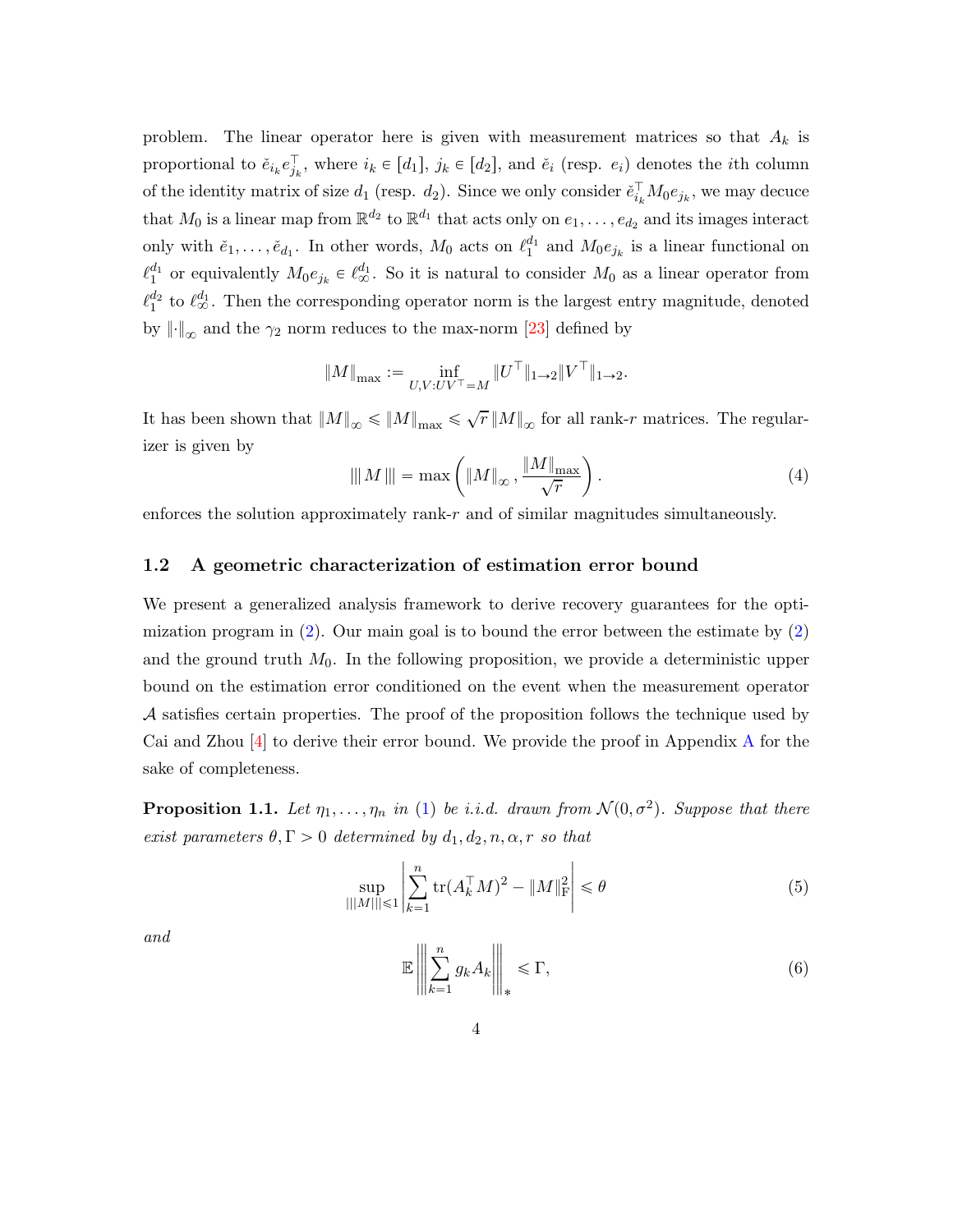problem. The linear operator here is given with measurement matrices so that $A_k$ is proportional to $\check{e}_{i_k} e_{j_k}^\top$, where $i_k \in [d_1]$, $j_k \in [d_2]$, and $\check{e}_i$ (resp. $e_i$) denotes the $i$th column of the identity matrix of size $d_1$ (resp. $d_2$). Since we only consider $\check{e}_{i_k}^\top M_0 e_{j_k}$, we may decuce that $M_0$ is a linear map from $\mathbb{R}^{d_2}$ to $\mathbb{R}^{d_1}$ that acts only on $e_1, \ldots, e_{d_2}$ and its images interact only with $\check{e}_1, \ldots, \check{e}_{d_1}$. In other words, $M_0$ acts on $\ell_1^{d_1}$ and $M_0 e_{j_k}$ is a linear functional on $\ell_1^{d_1}$ or equivalently $M_0 e_{j_k} \in \ell_\infty^{d_1}$. So it is natural to consider $M_0$ as a linear operator from $\ell_1^{d_2}$ to $\ell_\infty^{d_1}$. Then the corresponding operator norm is the largest entry magnitude, denoted by $\|\cdot\|_\infty$ and the $\gamma_2$ norm reduces to the max-norm [23] defined by

$$\|M\|_{\max} := \inf_{U,V: UV^\top = M} \|U^\top\|_{1\to 2} \|V^\top\|_{1\to 2}.$$

It has been shown that $\|M\|_\infty \leqslant \|M\|_{\max} \leqslant \sqrt{r}\, \|M\|_\infty$ for all rank-$r$ matrices. The regularizer is given by

$$|||\, M \,||| = \max\left( \|M\|_\infty , \frac{\|M\|_{\max}}{\sqrt{r}} \right). \tag{4}$$

enforces the solution approximately rank-$r$ and of similar magnitudes simultaneously.

### 1.2 A geometric characterization of estimation error bound

We present a generalized analysis framework to derive recovery guarantees for the optimization program in (2). Our main goal is to bound the error between the estimate by (2) and the ground truth $M_0$. In the following proposition, we provide a deterministic upper bound on the estimation error conditioned on the event when the measurement operator $\mathcal{A}$ satisfies certain properties. The proof of the proposition follows the technique used by Cai and Zhou [4] to derive their error bound. We provide the proof in Appendix A for the sake of completeness.

**Proposition 1.1.** *Let $\eta_1, \ldots, \eta_n$ in (1) be i.i.d. drawn from $\mathcal{N}(0, \sigma^2)$. Suppose that there exist parameters $\theta, \Gamma > 0$ determined by $d_1, d_2, n, \alpha, r$ so that*

$$\sup_{|||M||| \leqslant 1} \left| \sum_{k=1}^{n} \operatorname{tr}(A_k^\top M)^2 - \|M\|_{\mathrm{F}}^2 \right| \leqslant \theta \tag{5}$$

*and*

$$\mathbb{E} \left|\left|\left| \sum_{k=1}^{n} g_k A_k \right|\right|\right|_* \leqslant \Gamma, \tag{6}$$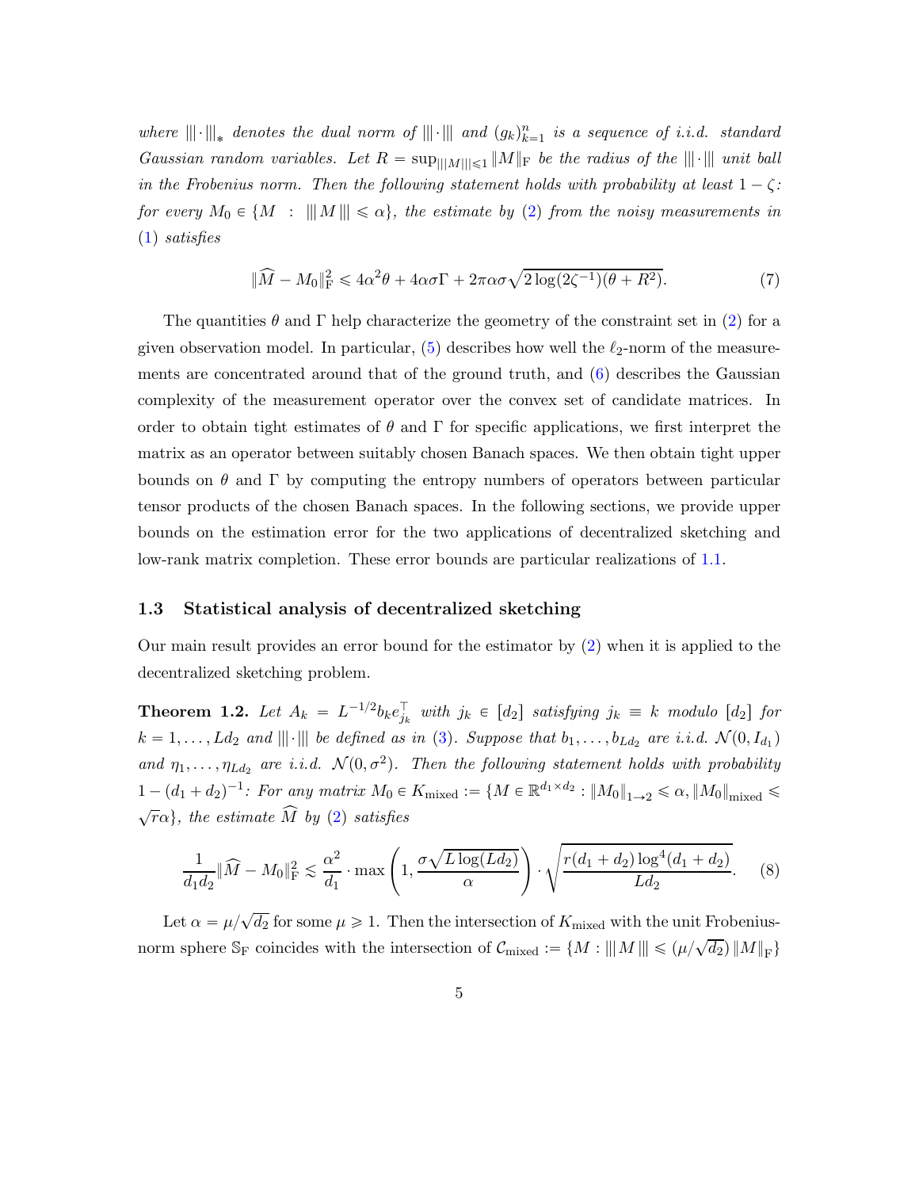*where $|||\cdot|||_*$ denotes the dual norm of $|||\cdot|||$ and $(g_k)_{k=1}^n$ is a sequence of i.i.d. standard Gaussian random variables. Let $R = \sup_{|||M|||\leqslant 1} \|M\|_{\mathrm{F}}$ be the radius of the $|||\cdot|||$ unit ball in the Frobenius norm. Then the following statement holds with probability at least $1-\zeta$: for every $M_0 \in \{M \ : \ |||M||| \leqslant \alpha\}$, the estimate by (2) from the noisy measurements in (1) satisfies*

$$\|\widehat{M} - M_0\|_{\mathrm{F}}^2 \leqslant 4\alpha^2\theta + 4\alpha\sigma\Gamma + 2\pi\alpha\sigma\sqrt{2\log(2\zeta^{-1})(\theta + R^2)}. \tag{7}$$

The quantities $\theta$ and $\Gamma$ help characterize the geometry of the constraint set in (2) for a given observation model. In particular, (5) describes how well the $\ell_2$-norm of the measurements are concentrated around that of the ground truth, and (6) describes the Gaussian complexity of the measurement operator over the convex set of candidate matrices. In order to obtain tight estimates of $\theta$ and $\Gamma$ for specific applications, we first interpret the matrix as an operator between suitably chosen Banach spaces. We then obtain tight upper bounds on $\theta$ and $\Gamma$ by computing the entropy numbers of operators between particular tensor products of the chosen Banach spaces. In the following sections, we provide upper bounds on the estimation error for the two applications of decentralized sketching and low-rank matrix completion. These error bounds are particular realizations of 1.1.

### 1.3 Statistical analysis of decentralized sketching

Our main result provides an error bound for the estimator by (2) when it is applied to the decentralized sketching problem.

**Theorem 1.2.** *Let $A_k = L^{-1/2} b_k e_{j_k}^\top$ with $j_k \in [d_2]$ satisfying $j_k \equiv k$ modulo $[d_2]$ for $k = 1, \ldots, Ld_2$ and $|||\cdot|||$ be defined as in (3). Suppose that $b_1, \ldots, b_{Ld_2}$ are i.i.d. $\mathcal{N}(0, I_{d_1})$ and $\eta_1, \ldots, \eta_{Ld_2}$ are i.i.d. $\mathcal{N}(0, \sigma^2)$. Then the following statement holds with probability $1 - (d_1 + d_2)^{-1}$: For any matrix $M_0 \in K_{\mathrm{mixed}} := \{M \in \mathbb{R}^{d_1 \times d_2} : \|M_0\|_{1\to 2} \leqslant \alpha, \|M_0\|_{\mathrm{mixed}} \leqslant \sqrt{r}\alpha\}$, the estimate $\widehat{M}$ by (2) satisfies*

$$\frac{1}{d_1 d_2}\|\widehat{M} - M_0\|_{\mathrm{F}}^2 \lesssim \frac{\alpha^2}{d_1} \cdot \max\left(1, \frac{\sigma\sqrt{L\log(Ld_2)}}{\alpha}\right) \cdot \sqrt{\frac{r(d_1+d_2)\log^4(d_1+d_2)}{Ld_2}}. \tag{8}$$

Let $\alpha = \mu/\sqrt{d_2}$ for some $\mu \geqslant 1$. Then the intersection of $K_{\mathrm{mixed}}$ with the unit Frobenius-norm sphere $\mathbb{S}_{\mathrm{F}}$ coincides with the intersection of $\mathcal{C}_{\mathrm{mixed}} := \{M : |||M||| \leqslant (\mu/\sqrt{d_2})\|M\|_{\mathrm{F}}\}$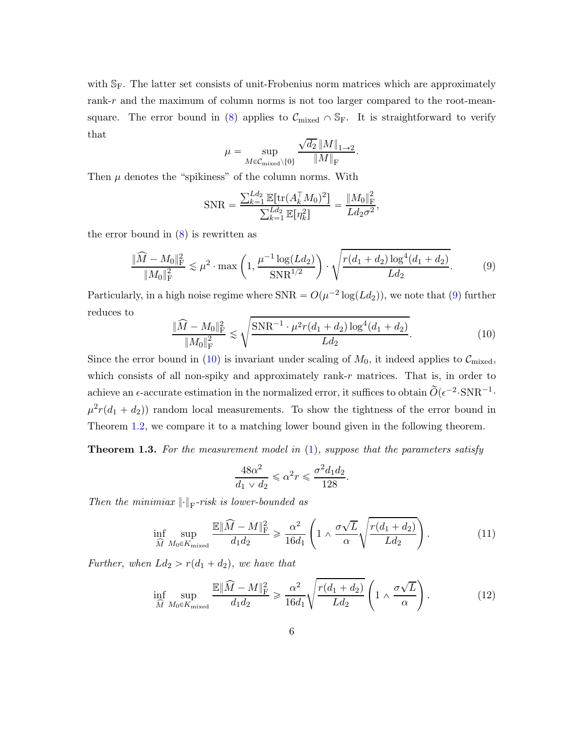with $\mathbb{S}_{\mathrm{F}}$. The latter set consists of unit-Frobenius norm matrices which are approximately rank-$r$ and the maximum of column norms is not too larger compared to the root-mean-square. The error bound in (8) applies to $\mathcal{C}_{\mathrm{mixed}} \cap \mathbb{S}_{\mathrm{F}}$. It is straightforward to verify that

$$\mu = \sup_{M \in \mathcal{C}_{\mathrm{mixed}} \setminus \{0\}} \frac{\sqrt{d_2}\, \|M\|_{1\to 2}}{\|M\|_{\mathrm{F}}}.$$

Then $\mu$ denotes the "spikiness" of the column norms. With

$$\mathrm{SNR} = \frac{\sum_{k=1}^{Ld_2} \mathbb{E}[\mathrm{tr}(A_k^\top M_0)^2]}{\sum_{k=1}^{Ld_2} \mathbb{E}[\eta_k^2]} = \frac{\|M_0\|_{\mathrm{F}}^2}{Ld_2\sigma^2},$$

the error bound in (8) is rewritten as

$$\frac{\|\widehat{M} - M_0\|_{\mathrm{F}}^2}{\|M_0\|_{\mathrm{F}}^2} \lesssim \mu^2 \cdot \max\left(1, \frac{\mu^{-1}\log(Ld_2)}{\mathrm{SNR}^{1/2}}\right) \cdot \sqrt{\frac{r(d_1+d_2)\log^4(d_1+d_2)}{Ld_2}}. \tag{9}$$

Particularly, in a high noise regime where $\mathrm{SNR} = O(\mu^{-2}\log(Ld_2))$, we note that (9) further reduces to

$$\frac{\|\widehat{M} - M_0\|_{\mathrm{F}}^2}{\|M_0\|_{\mathrm{F}}^2} \lesssim \sqrt{\frac{\mathrm{SNR}^{-1} \cdot \mu^2 r(d_1+d_2)\log^4(d_1+d_2)}{Ld_2}}. \tag{10}$$

Since the error bound in (10) is invariant under scaling of $M_0$, it indeed applies to $\mathcal{C}_{\mathrm{mixed}}$, which consists of all non-spiky and approximately rank-$r$ matrices. That is, in order to achieve an $\epsilon$-accurate estimation in the normalized error, it suffices to obtain $\widetilde{O}(\epsilon^{-2} \cdot \mathrm{SNR}^{-1} \cdot \mu^2 r(d_1+d_2))$ random local measurements. To show the tightness of the error bound in Theorem 1.2, we compare it to a matching lower bound given in the following theorem.

**Theorem 1.3.** *For the measurement model in (1), suppose that the parameters satisfy*

$$\frac{48\alpha^2}{d_1 \vee d_2} \leqslant \alpha^2 r \leqslant \frac{\sigma^2 d_1 d_2}{128}.$$

*Then the minimiax $\|\cdot\|_{\mathrm{F}}$-risk is lower-bounded as*

$$\inf_{\widehat{M}} \sup_{M_0 \in K_{\mathrm{mixed}}} \frac{\mathbb{E}\|\widehat{M} - M\|_{\mathrm{F}}^2}{d_1 d_2} \geqslant \frac{\alpha^2}{16 d_1}\left(1 \wedge \frac{\sigma\sqrt{L}}{\alpha}\sqrt{\frac{r(d_1+d_2)}{Ld_2}}\right). \tag{11}$$

*Further, when $Ld_2 > r(d_1+d_2)$, we have that*

$$\inf_{\widehat{M}} \sup_{M_0 \in K_{\mathrm{mixed}}} \frac{\mathbb{E}\|\widehat{M} - M\|_{\mathrm{F}}^2}{d_1 d_2} \geqslant \frac{\alpha^2}{16 d_1}\sqrt{\frac{r(d_1+d_2)}{Ld_2}}\left(1 \wedge \frac{\sigma\sqrt{L}}{\alpha}\right). \tag{12}$$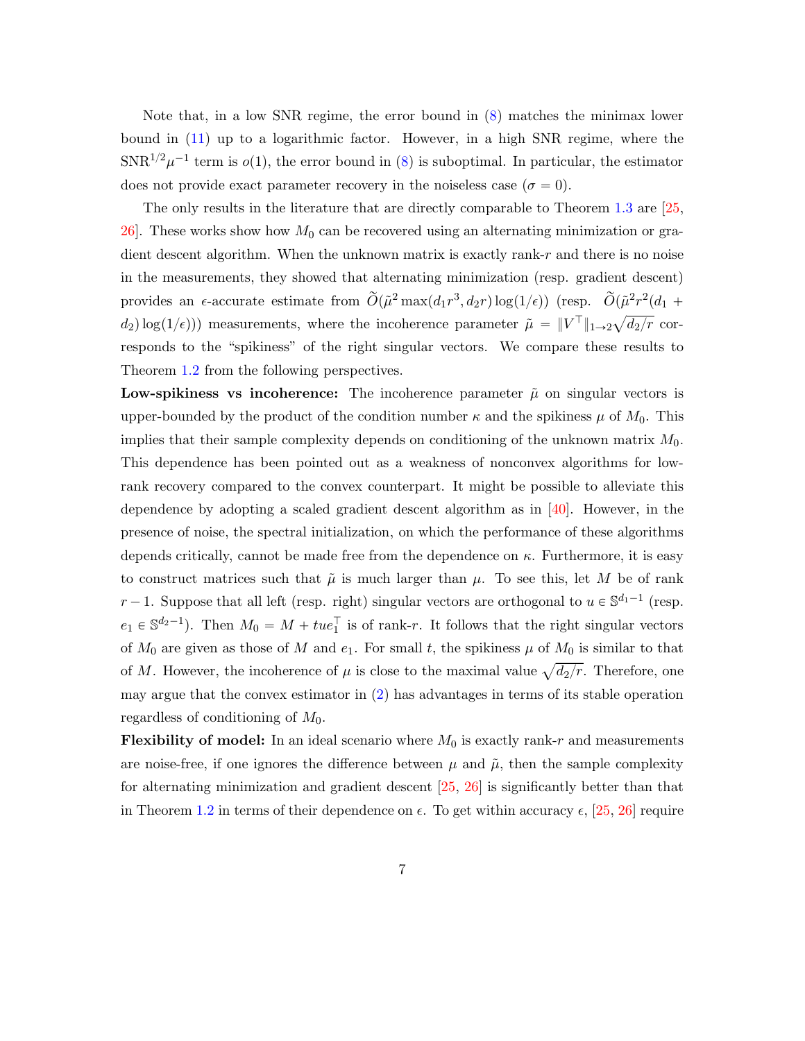Note that, in a low SNR regime, the error bound in (8) matches the minimax lower bound in (11) up to a logarithmic factor. However, in a high SNR regime, where the $\mathrm{SNR}^{1/2}\mu^{-1}$ term is $o(1)$, the error bound in (8) is suboptimal. In particular, the estimator does not provide exact parameter recovery in the noiseless case ($\sigma = 0$).

The only results in the literature that are directly comparable to Theorem 1.3 are [25, 26]. These works show how $M_0$ can be recovered using an alternating minimization or gradient descent algorithm. When the unknown matrix is exactly rank-$r$ and there is no noise in the measurements, they showed that alternating minimization (resp. gradient descent) provides an $\epsilon$-accurate estimate from $\widetilde{O}(\tilde{\mu}^2 \max(d_1 r^3, d_2 r)\log(1/\epsilon))$ (resp. $\widetilde{O}(\tilde{\mu}^2 r^2 (d_1 + d_2)\log(1/\epsilon))$) measurements, where the incoherence parameter $\tilde{\mu} = \|V^\top\|_{1\to 2}\sqrt{d_2/r}$ corresponds to the "spikiness" of the right singular vectors. We compare these results to Theorem 1.2 from the following perspectives.

**Low-spikiness vs incoherence:** The incoherence parameter $\tilde{\mu}$ on singular vectors is upper-bounded by the product of the condition number $\kappa$ and the spikiness $\mu$ of $M_0$. This implies that their sample complexity depends on conditioning of the unknown matrix $M_0$. This dependence has been pointed out as a weakness of nonconvex algorithms for low-rank recovery compared to the convex counterpart. It might be possible to alleviate this dependence by adopting a scaled gradient descent algorithm as in [40]. However, in the presence of noise, the spectral initialization, on which the performance of these algorithms depends critically, cannot be made free from the dependence on $\kappa$. Furthermore, it is easy to construct matrices such that $\tilde{\mu}$ is much larger than $\mu$. To see this, let $M$ be of rank $r-1$. Suppose that all left (resp. right) singular vectors are orthogonal to $u \in \mathbb{S}^{d_1-1}$ (resp. $e_1 \in \mathbb{S}^{d_2-1}$). Then $M_0 = M + tue_1^\top$ is of rank-$r$. It follows that the right singular vectors of $M_0$ are given as those of $M$ and $e_1$. For small $t$, the spikiness $\mu$ of $M_0$ is similar to that of $M$. However, the incoherence of $\mu$ is close to the maximal value $\sqrt{d_2/r}$. Therefore, one may argue that the convex estimator in (2) has advantages in terms of its stable operation regardless of conditioning of $M_0$.

**Flexibility of model:** In an ideal scenario where $M_0$ is exactly rank-$r$ and measurements are noise-free, if one ignores the difference between $\mu$ and $\tilde{\mu}$, then the sample complexity for alternating minimization and gradient descent [25, 26] is significantly better than that in Theorem 1.2 in terms of their dependence on $\epsilon$. To get within accuracy $\epsilon$, [25, 26] require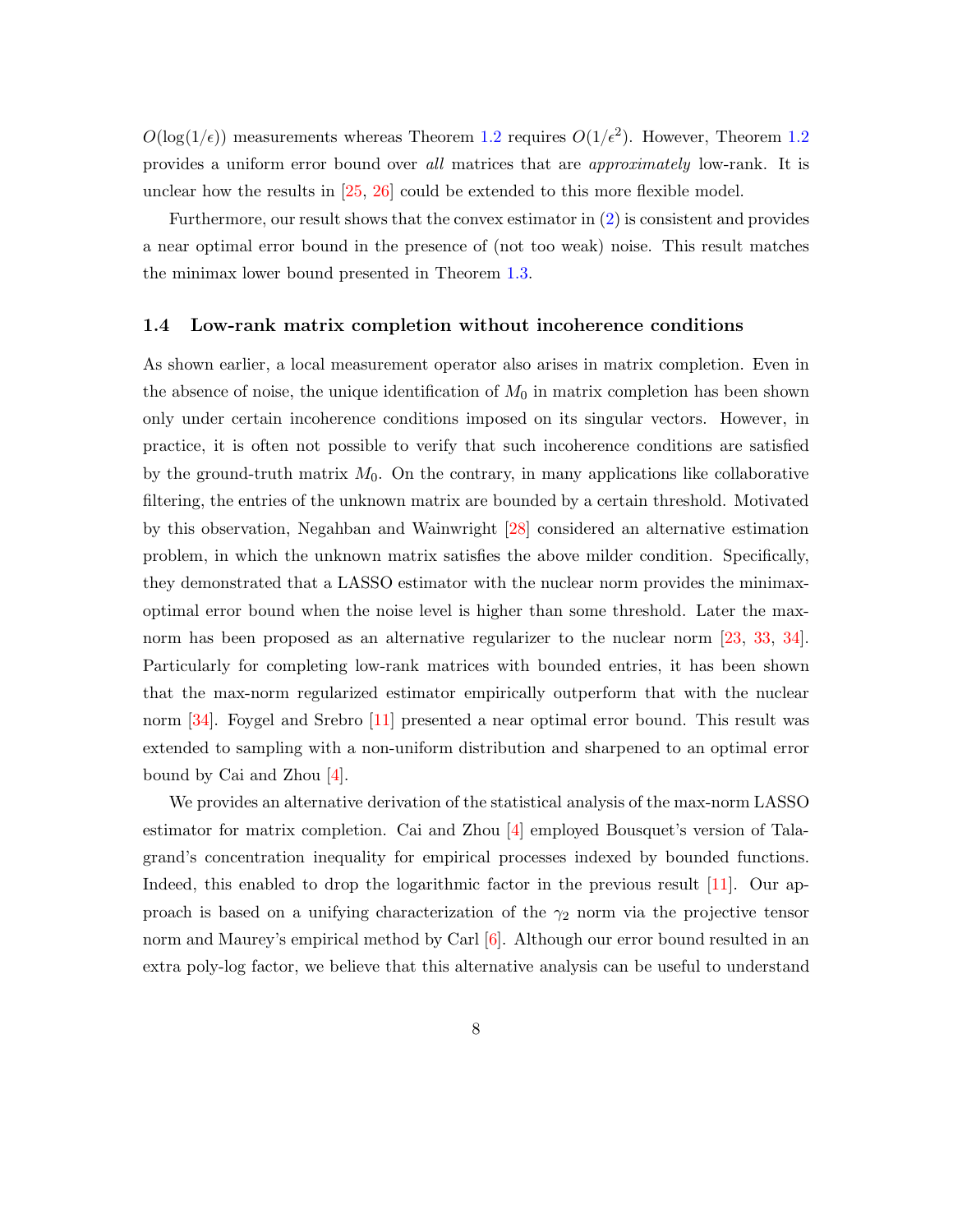$O(\log(1/\epsilon))$ measurements whereas Theorem 1.2 requires $O(1/\epsilon^2)$. However, Theorem 1.2 provides a uniform error bound over *all* matrices that are *approximately* low-rank. It is unclear how the results in [25, 26] could be extended to this more flexible model.

Furthermore, our result shows that the convex estimator in (2) is consistent and provides a near optimal error bound in the presence of (not too weak) noise. This result matches the minimax lower bound presented in Theorem 1.3.

### 1.4 Low-rank matrix completion without incoherence conditions

As shown earlier, a local measurement operator also arises in matrix completion. Even in the absence of noise, the unique identification of $M_0$ in matrix completion has been shown only under certain incoherence conditions imposed on its singular vectors. However, in practice, it is often not possible to verify that such incoherence conditions are satisfied by the ground-truth matrix $M_0$. On the contrary, in many applications like collaborative filtering, the entries of the unknown matrix are bounded by a certain threshold. Motivated by this observation, Negahban and Wainwright [28] considered an alternative estimation problem, in which the unknown matrix satisfies the above milder condition. Specifically, they demonstrated that a LASSO estimator with the nuclear norm provides the minimax-optimal error bound when the noise level is higher than some threshold. Later the max-norm has been proposed as an alternative regularizer to the nuclear norm [23, 33, 34]. Particularly for completing low-rank matrices with bounded entries, it has been shown that the max-norm regularized estimator empirically outperform that with the nuclear norm [34]. Foygel and Srebro [11] presented a near optimal error bound. This result was extended to sampling with a non-uniform distribution and sharpened to an optimal error bound by Cai and Zhou [4].

We provides an alternative derivation of the statistical analysis of the max-norm LASSO estimator for matrix completion. Cai and Zhou [4] employed Bousquet's version of Talagrand's concentration inequality for empirical processes indexed by bounded functions. Indeed, this enabled to drop the logarithmic factor in the previous result [11]. Our approach is based on a unifying characterization of the $\gamma_2$ norm via the projective tensor norm and Maurey's empirical method by Carl [6]. Although our error bound resulted in an extra poly-log factor, we believe that this alternative analysis can be useful to understand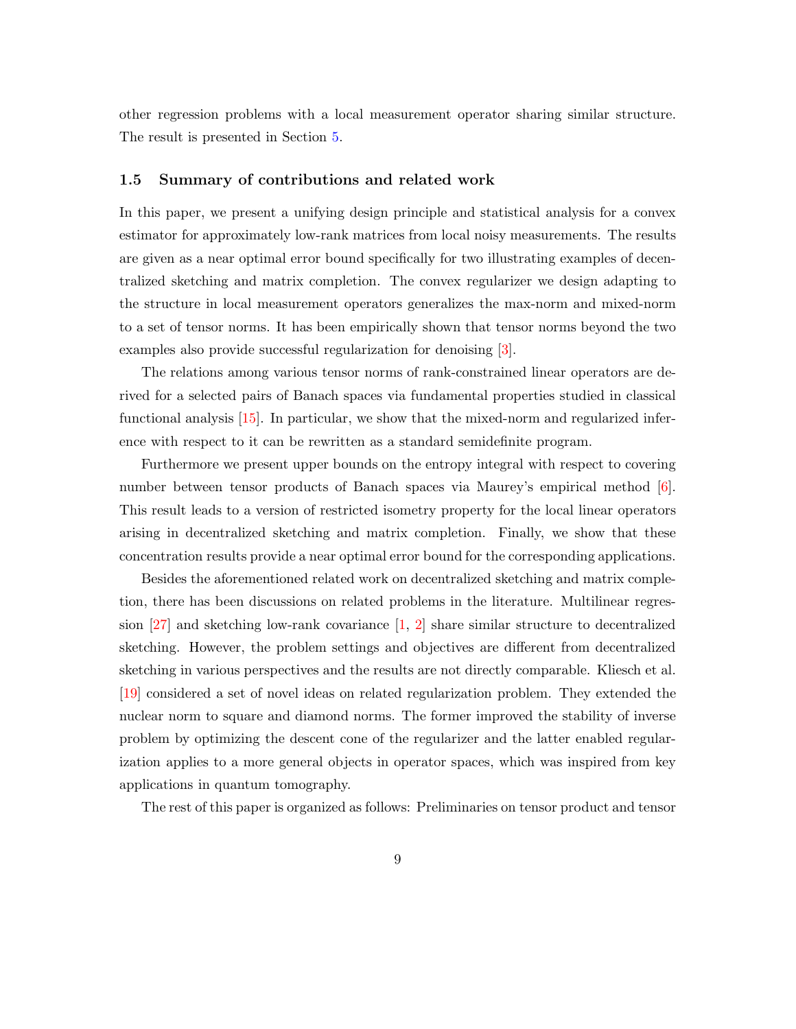other regression problems with a local measurement operator sharing similar structure. The result is presented in Section 5.

### 1.5 Summary of contributions and related work

In this paper, we present a unifying design principle and statistical analysis for a convex estimator for approximately low-rank matrices from local noisy measurements. The results are given as a near optimal error bound specifically for two illustrating examples of decentralized sketching and matrix completion. The convex regularizer we design adapting to the structure in local measurement operators generalizes the max-norm and mixed-norm to a set of tensor norms. It has been empirically shown that tensor norms beyond the two examples also provide successful regularization for denoising [3].

The relations among various tensor norms of rank-constrained linear operators are derived for a selected pairs of Banach spaces via fundamental properties studied in classical functional analysis [15]. In particular, we show that the mixed-norm and regularized inference with respect to it can be rewritten as a standard semidefinite program.

Furthermore we present upper bounds on the entropy integral with respect to covering number between tensor products of Banach spaces via Maurey's empirical method [6]. This result leads to a version of restricted isometry property for the local linear operators arising in decentralized sketching and matrix completion. Finally, we show that these concentration results provide a near optimal error bound for the corresponding applications.

Besides the aforementioned related work on decentralized sketching and matrix completion, there has been discussions on related problems in the literature. Multilinear regression [27] and sketching low-rank covariance [1, 2] share similar structure to decentralized sketching. However, the problem settings and objectives are different from decentralized sketching in various perspectives and the results are not directly comparable. Kliesch et al. [19] considered a set of novel ideas on related regularization problem. They extended the nuclear norm to square and diamond norms. The former improved the stability of inverse problem by optimizing the descent cone of the regularizer and the latter enabled regularization applies to a more general objects in operator spaces, which was inspired from key applications in quantum tomography.

The rest of this paper is organized as follows: Preliminaries on tensor product and tensor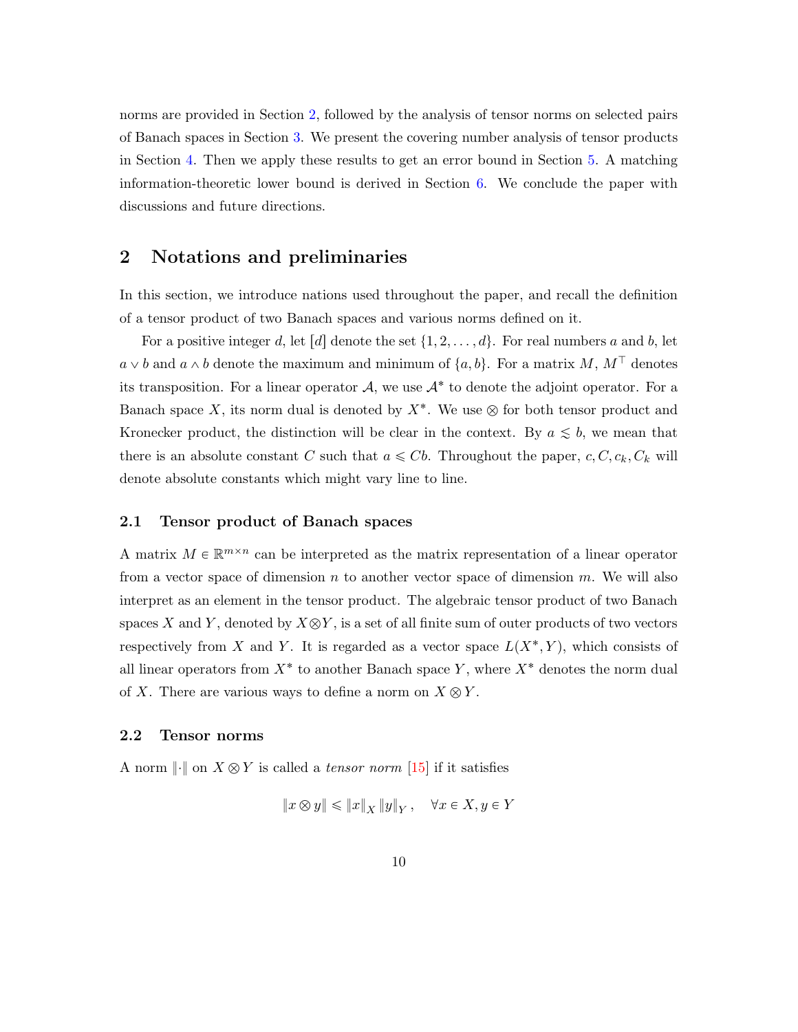norms are provided in Section 2, followed by the analysis of tensor norms on selected pairs of Banach spaces in Section 3. We present the covering number analysis of tensor products in Section 4. Then we apply these results to get an error bound in Section 5. A matching information-theoretic lower bound is derived in Section 6. We conclude the paper with discussions and future directions.

## 2 Notations and preliminaries

In this section, we introduce nations used throughout the paper, and recall the definition of a tensor product of two Banach spaces and various norms defined on it.

For a positive integer $d$, let $[d]$ denote the set $\{1, 2, \ldots, d\}$. For real numbers $a$ and $b$, let $a \vee b$ and $a \wedge b$ denote the maximum and minimum of $\{a, b\}$. For a matrix $M$, $M^\top$ denotes its transposition. For a linear operator $\mathcal{A}$, we use $\mathcal{A}^*$ to denote the adjoint operator. For a Banach space $X$, its norm dual is denoted by $X^*$. We use $\otimes$ for both tensor product and Kronecker product, the distinction will be clear in the context. By $a \lesssim b$, we mean that there is an absolute constant $C$ such that $a \leqslant Cb$. Throughout the paper, $c, C, c_k, C_k$ will denote absolute constants which might vary line to line.

### 2.1 Tensor product of Banach spaces

A matrix $M \in \mathbb{R}^{m \times n}$ can be interpreted as the matrix representation of a linear operator from a vector space of dimension $n$ to another vector space of dimension $m$. We will also interpret as an element in the tensor product. The algebraic tensor product of two Banach spaces $X$ and $Y$, denoted by $X \otimes Y$, is a set of all finite sum of outer products of two vectors respectively from $X$ and $Y$. It is regarded as a vector space $L(X^*, Y)$, which consists of all linear operators from $X^*$ to another Banach space $Y$, where $X^*$ denotes the norm dual of $X$. There are various ways to define a norm on $X \otimes Y$.

### 2.2 Tensor norms

A norm $\|\cdot\|$ on $X \otimes Y$ is called a *tensor norm* [15] if it satisfies

$$\|x \otimes y\| \leqslant \|x\|_X \|y\|_Y, \quad \forall x \in X, y \in Y$$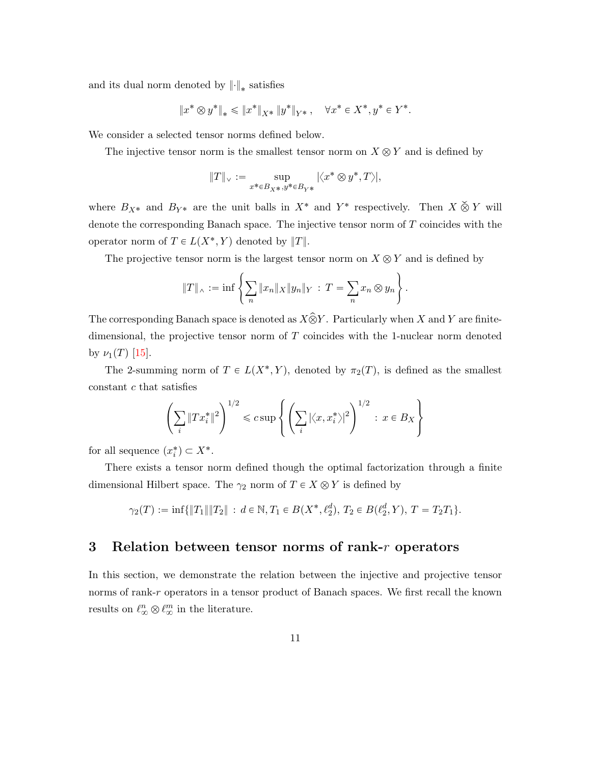and its dual norm denoted by $\|\cdot\|_*$ satisfies

$$\|x^* \otimes y^*\|_* \leqslant \|x^*\|_{X^*} \|y^*\|_{Y^*}, \quad \forall x^* \in X^*, y^* \in Y^*.$$

We consider a selected tensor norms defined below.

The injective tensor norm is the smallest tensor norm on $X \otimes Y$ and is defined by

$$\|T\|_\vee := \sup_{x^* \in B_{X^*}, y^* \in B_{Y^*}} |\langle x^* \otimes y^*, T \rangle|,$$

where $B_{X^*}$ and $B_{Y^*}$ are the unit balls in $X^*$ and $Y^*$ respectively. Then $X \check{\otimes} Y$ will denote the corresponding Banach space. The injective tensor norm of $T$ coincides with the operator norm of $T \in L(X^*, Y)$ denoted by $\|T\|$.

The projective tensor norm is the largest tensor norm on $X \otimes Y$ and is defined by

$$\|T\|_\wedge := \inf \left\{ \sum_n \|x_n\|_X \|y_n\|_Y \, : \, T = \sum_n x_n \otimes y_n \right\}.$$

The corresponding Banach space is denoted as $X \widehat{\otimes} Y$. Particularly when $X$ and $Y$ are finite-dimensional, the projective tensor norm of $T$ coincides with the 1-nuclear norm denoted by $\nu_1(T)$ [15].

The 2-summing norm of $T \in L(X^*, Y)$, denoted by $\pi_2(T)$, is defined as the smallest constant $c$ that satisfies

$$\left( \sum_i \|T x_i^*\|^2 \right)^{1/2} \leqslant c \sup \left\{ \left( \sum_i |\langle x, x_i^* \rangle|^2 \right)^{1/2} \, : \, x \in B_X \right\}$$

for all sequence $(x_i^*) \subset X^*$.

There exists a tensor norm defined though the optimal factorization through a finite dimensional Hilbert space. The $\gamma_2$ norm of $T \in X \otimes Y$ is defined by

$$\gamma_2(T) := \inf\{\|T_1\| \|T_2\| \, : \, d \in \mathbb{N}, T_1 \in B(X^*, \ell_2^d), \, T_2 \in B(\ell_2^d, Y), \, T = T_2 T_1\}.$$

## 3 Relation between tensor norms of rank-$r$ operators

In this section, we demonstrate the relation between the injective and projective tensor norms of rank-$r$ operators in a tensor product of Banach spaces. We first recall the known results on $\ell_\infty^n \otimes \ell_\infty^m$ in the literature.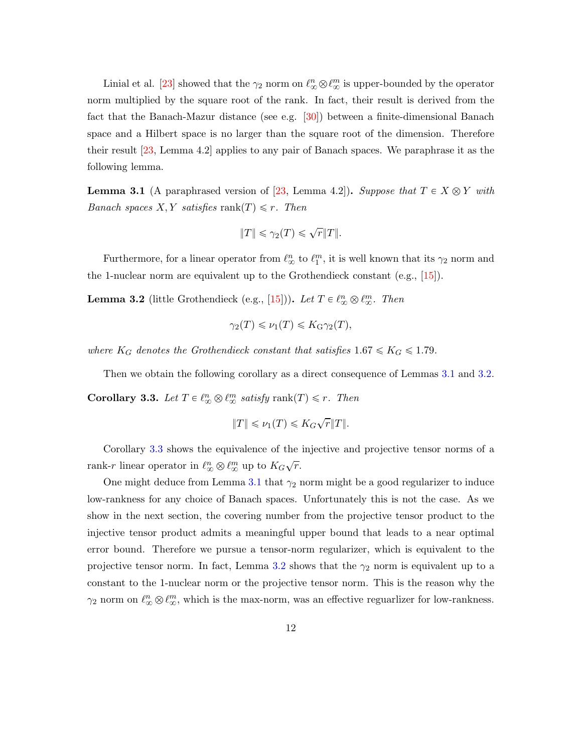Linial et al. [23] showed that the $\gamma_2$ norm on $\ell_\infty^n \otimes \ell_\infty^m$ is upper-bounded by the operator norm multiplied by the square root of the rank. In fact, their result is derived from the fact that the Banach-Mazur distance (see e.g. [30]) between a finite-dimensional Banach space and a Hilbert space is no larger than the square root of the dimension. Therefore their result [23, Lemma 4.2] applies to any pair of Banach spaces. We paraphrase it as the following lemma.

**Lemma 3.1** (A paraphrased version of [23, Lemma 4.2])**.** *Suppose that $T \in X \otimes Y$ with Banach spaces $X, Y$ satisfies $\operatorname{rank}(T) \leqslant r$. Then*

$$\|T\| \leqslant \gamma_2(T) \leqslant \sqrt{r}\|T\|.$$

Furthermore, for a linear operator from $\ell_\infty^n$ to $\ell_1^m$, it is well known that its $\gamma_2$ norm and the 1-nuclear norm are equivalent up to the Grothendieck constant (e.g., [15]).

**Lemma 3.2** (little Grothendieck (e.g., [15]))**.** *Let $T \in \ell_\infty^n \otimes \ell_\infty^m$. Then*

$$\gamma_2(T) \leqslant \nu_1(T) \leqslant K_{\mathrm{G}}\gamma_2(T),$$

*where $K_G$ denotes the Grothendieck constant that satisfies $1.67 \leqslant K_G \leqslant 1.79$.*

Then we obtain the following corollary as a direct consequence of Lemmas 3.1 and 3.2.

**Corollary 3.3.** *Let $T \in \ell_\infty^n \otimes \ell_\infty^m$ satisfy $\operatorname{rank}(T) \leqslant r$. Then*

$$\|T\| \leqslant \nu_1(T) \leqslant K_G\sqrt{r}\|T\|.$$

Corollary 3.3 shows the equivalence of the injective and projective tensor norms of a rank-$r$ linear operator in $\ell_\infty^n \otimes \ell_\infty^m$ up to $K_G\sqrt{r}$.

One might deduce from Lemma 3.1 that $\gamma_2$ norm might be a good regularizer to induce low-rankness for any choice of Banach spaces. Unfortunately this is not the case. As we show in the next section, the covering number from the projective tensor product to the injective tensor product admits a meaningful upper bound that leads to a near optimal error bound. Therefore we pursue a tensor-norm regularizer, which is equivalent to the projective tensor norm. In fact, Lemma 3.2 shows that the $\gamma_2$ norm is equivalent up to a constant to the 1-nuclear norm or the projective tensor norm. This is the reason why the $\gamma_2$ norm on $\ell_\infty^n \otimes \ell_\infty^m$, which is the max-norm, was an effective reguarlizer for low-rankness.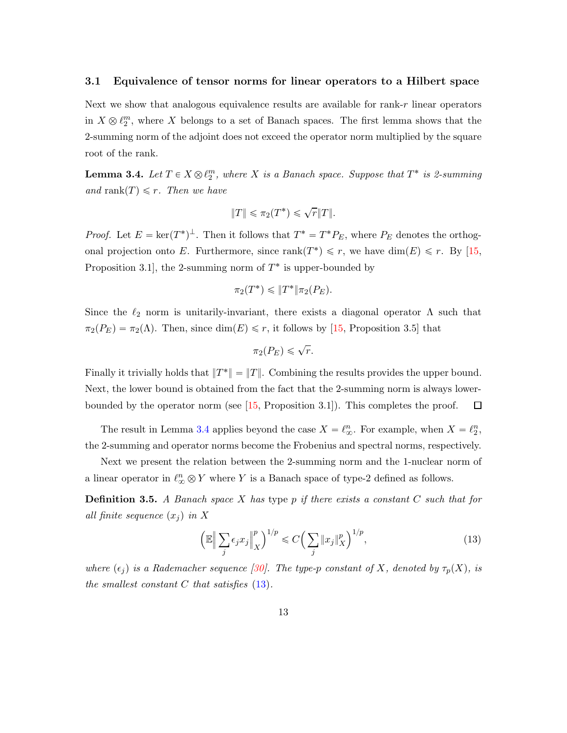### 3.1 Equivalence of tensor norms for linear operators to a Hilbert space

Next we show that analogous equivalence results are available for rank-$r$ linear operators in $X \otimes \ell_2^m$, where $X$ belongs to a set of Banach spaces. The first lemma shows that the 2-summing norm of the adjoint does not exceed the operator norm multiplied by the square root of the rank.

**Lemma 3.4.** *Let $T \in X \otimes \ell_2^m$, where $X$ is a Banach space. Suppose that $T^*$ is 2-summing and* $\mathrm{rank}(T) \leqslant r$*. Then we have*

$$\|T\| \leqslant \pi_2(T^*) \leqslant \sqrt{r}\|T\|.$$

*Proof.* Let $E = \ker(T^*)^\perp$. Then it follows that $T^* = T^* P_E$, where $P_E$ denotes the orthogonal projection onto $E$. Furthermore, since $\mathrm{rank}(T^*) \leqslant r$, we have $\dim(E) \leqslant r$. By [15, Proposition 3.1], the 2-summing norm of $T^*$ is upper-bounded by

$$\pi_2(T^*) \leqslant \|T^*\| \pi_2(P_E).$$

Since the $\ell_2$ norm is unitarily-invariant, there exists a diagonal operator $\Lambda$ such that $\pi_2(P_E) = \pi_2(\Lambda)$. Then, since $\dim(E) \leqslant r$, it follows by [15, Proposition 3.5] that

$$\pi_2(P_E) \leqslant \sqrt{r}.$$

Finally it trivially holds that $\|T^*\| = \|T\|$. Combining the results provides the upper bound. Next, the lower bound is obtained from the fact that the 2-summing norm is always lower-bounded by the operator norm (see [15, Proposition 3.1]). This completes the proof. ◻

The result in Lemma 3.4 applies beyond the case $X = \ell_\infty^n$. For example, when $X = \ell_2^n$, the 2-summing and operator norms become the Frobenius and spectral norms, respectively.

Next we present the relation between the 2-summing norm and the 1-nuclear norm of a linear operator in $\ell_\infty^n \otimes Y$ where $Y$ is a Banach space of type-2 defined as follows.

**Definition 3.5.** *A Banach space $X$ has* type $p$ *if there exists a constant $C$ such that for all finite sequence $(x_j)$ in $X$*

$$\Big(\mathbb{E}\Big\| \sum_j \epsilon_j x_j \Big\|_X^p\Big)^{1/p} \leqslant C\Big(\sum_j \|x_j\|_X^p\Big)^{1/p}, \tag{13}$$

*where $(\epsilon_j)$ is a Rademacher sequence [30]. The type-$p$ constant of $X$, denoted by $\tau_p(X)$, is the smallest constant $C$ that satisfies (13).*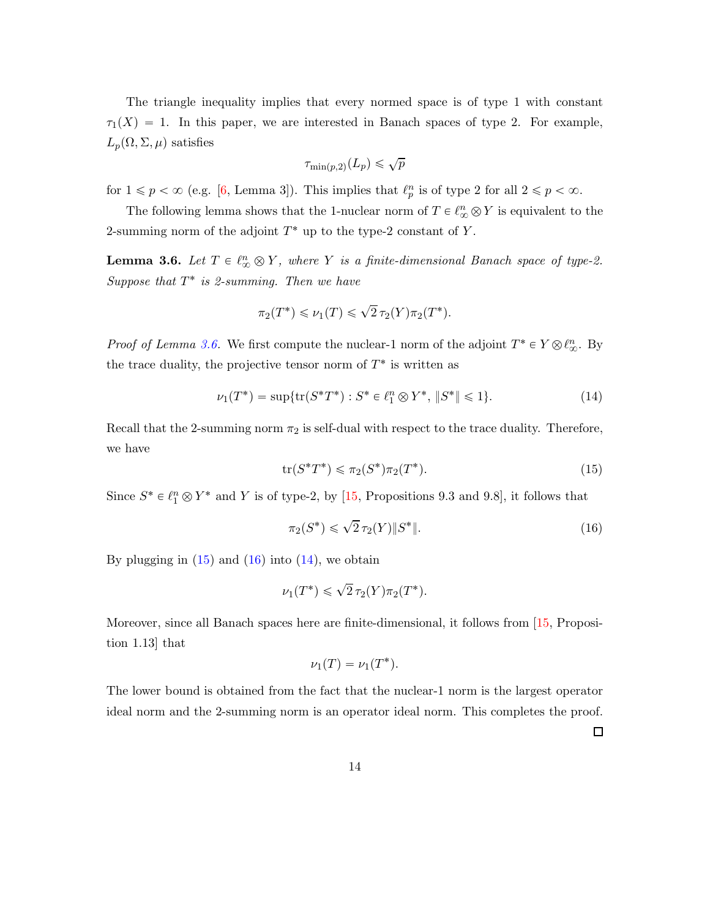The triangle inequality implies that every normed space is of type 1 with constant $\tau_1(X) = 1$. In this paper, we are interested in Banach spaces of type 2. For example, $L_p(\Omega, \Sigma, \mu)$ satisfies

$$\tau_{\min(p,2)}(L_p) \leqslant \sqrt{p}$$

for $1 \leqslant p < \infty$ (e.g. [6, Lemma 3]). This implies that $\ell_p^n$ is of type 2 for all $2 \leqslant p < \infty$.

The following lemma shows that the 1-nuclear norm of $T \in \ell_\infty^n \otimes Y$ is equivalent to the 2-summing norm of the adjoint $T^*$ up to the type-2 constant of $Y$.

**Lemma 3.6.** *Let $T \in \ell_\infty^n \otimes Y$, where $Y$ is a finite-dimensional Banach space of type-2. Suppose that $T^*$ is 2-summing. Then we have*

$$\pi_2(T^*) \leqslant \nu_1(T) \leqslant \sqrt{2}\,\tau_2(Y)\pi_2(T^*).$$

*Proof of Lemma 3.6.* We first compute the nuclear-1 norm of the adjoint $T^* \in Y \otimes \ell_\infty^n$. By the trace duality, the projective tensor norm of $T^*$ is written as

$$\nu_1(T^*) = \sup\{\mathrm{tr}(S^*T^*) : S^* \in \ell_1^n \otimes Y^*,\ \|S^*\| \leqslant 1\}. \tag{14}$$

Recall that the 2-summing norm $\pi_2$ is self-dual with respect to the trace duality. Therefore, we have

$$\mathrm{tr}(S^*T^*) \leqslant \pi_2(S^*)\pi_2(T^*). \tag{15}$$

Since $S^* \in \ell_1^n \otimes Y^*$ and $Y$ is of type-2, by [15, Propositions 9.3 and 9.8], it follows that

$$\pi_2(S^*) \leqslant \sqrt{2}\,\tau_2(Y)\|S^*\|. \tag{16}$$

By plugging in (15) and (16) into (14), we obtain

$$\nu_1(T^*) \leqslant \sqrt{2}\,\tau_2(Y)\pi_2(T^*).$$

Moreover, since all Banach spaces here are finite-dimensional, it follows from [15, Proposition 1.13] that

$$\nu_1(T) = \nu_1(T^*).$$

The lower bound is obtained from the fact that the nuclear-1 norm is the largest operator ideal norm and the 2-summing norm is an operator ideal norm. This completes the proof. $\square$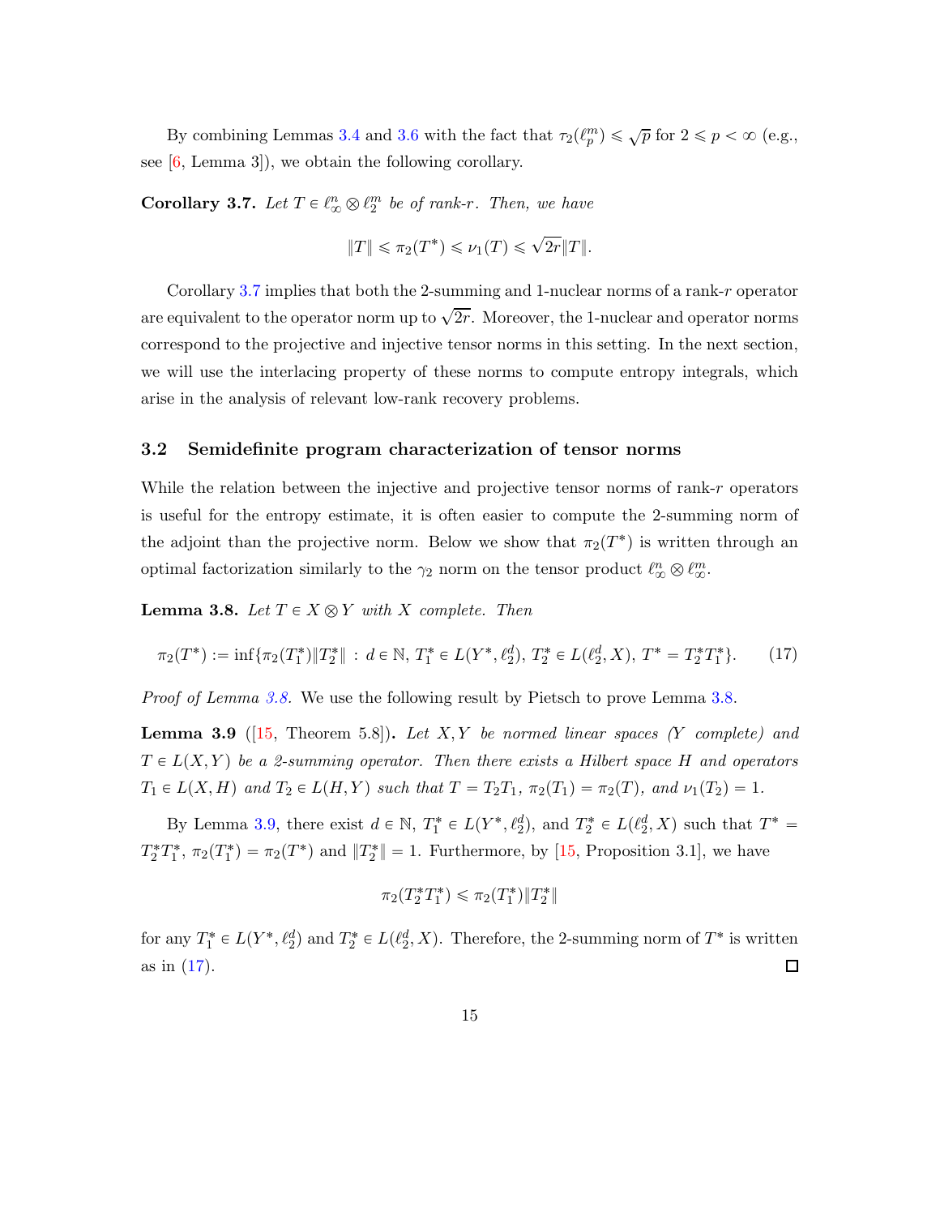By combining Lemmas 3.4 and 3.6 with the fact that $\tau_2(\ell_p^m) \leqslant \sqrt{p}$ for $2 \leqslant p < \infty$ (e.g., see [6, Lemma 3]), we obtain the following corollary.

**Corollary 3.7.** *Let $T \in \ell_\infty^n \otimes \ell_2^m$ be of rank-$r$. Then, we have*

$$\|T\| \leqslant \pi_2(T^*) \leqslant \nu_1(T) \leqslant \sqrt{2r}\|T\|.$$

Corollary 3.7 implies that both the 2-summing and 1-nuclear norms of a rank-$r$ operator are equivalent to the operator norm up to $\sqrt{2r}$. Moreover, the 1-nuclear and operator norms correspond to the projective and injective tensor norms in this setting. In the next section, we will use the interlacing property of these norms to compute entropy integrals, which arise in the analysis of relevant low-rank recovery problems.

### 3.2 Semidefinite program characterization of tensor norms

While the relation between the injective and projective tensor norms of rank-$r$ operators is useful for the entropy estimate, it is often easier to compute the 2-summing norm of the adjoint than the projective norm. Below we show that $\pi_2(T^*)$ is written through an optimal factorization similarly to the $\gamma_2$ norm on the tensor product $\ell_\infty^n \otimes \ell_\infty^m$.

**Lemma 3.8.** *Let $T \in X \otimes Y$ with $X$ complete. Then*

$$\pi_2(T^*) := \inf\{\pi_2(T_1^*)\|T_2^*\| \,:\, d \in \mathbb{N},\, T_1^* \in L(Y^*, \ell_2^d),\, T_2^* \in L(\ell_2^d, X),\, T^* = T_2^* T_1^*\}. \tag{17}$$

*Proof of Lemma 3.8.* We use the following result by Pietsch to prove Lemma 3.8.

**Lemma 3.9** ([15, Theorem 5.8])**.** *Let $X, Y$ be normed linear spaces ($Y$ complete) and $T \in L(X, Y)$ be a 2-summing operator. Then there exists a Hilbert space $H$ and operators $T_1 \in L(X, H)$ and $T_2 \in L(H, Y)$ such that $T = T_2 T_1$, $\pi_2(T_1) = \pi_2(T)$, and $\nu_1(T_2) = 1$.*

By Lemma 3.9, there exist $d \in \mathbb{N}$, $T_1^* \in L(Y^*, \ell_2^d)$, and $T_2^* \in L(\ell_2^d, X)$ such that $T^* = T_2^* T_1^*$, $\pi_2(T_1^*) = \pi_2(T^*)$ and $\|T_2^*\| = 1$. Furthermore, by [15, Proposition 3.1], we have

$$\pi_2(T_2^* T_1^*) \leqslant \pi_2(T_1^*)\|T_2^*\|$$

for any $T_1^* \in L(Y^*, \ell_2^d)$ and $T_2^* \in L(\ell_2^d, X)$. Therefore, the 2-summing norm of $T^*$ is written as in (17). $\square$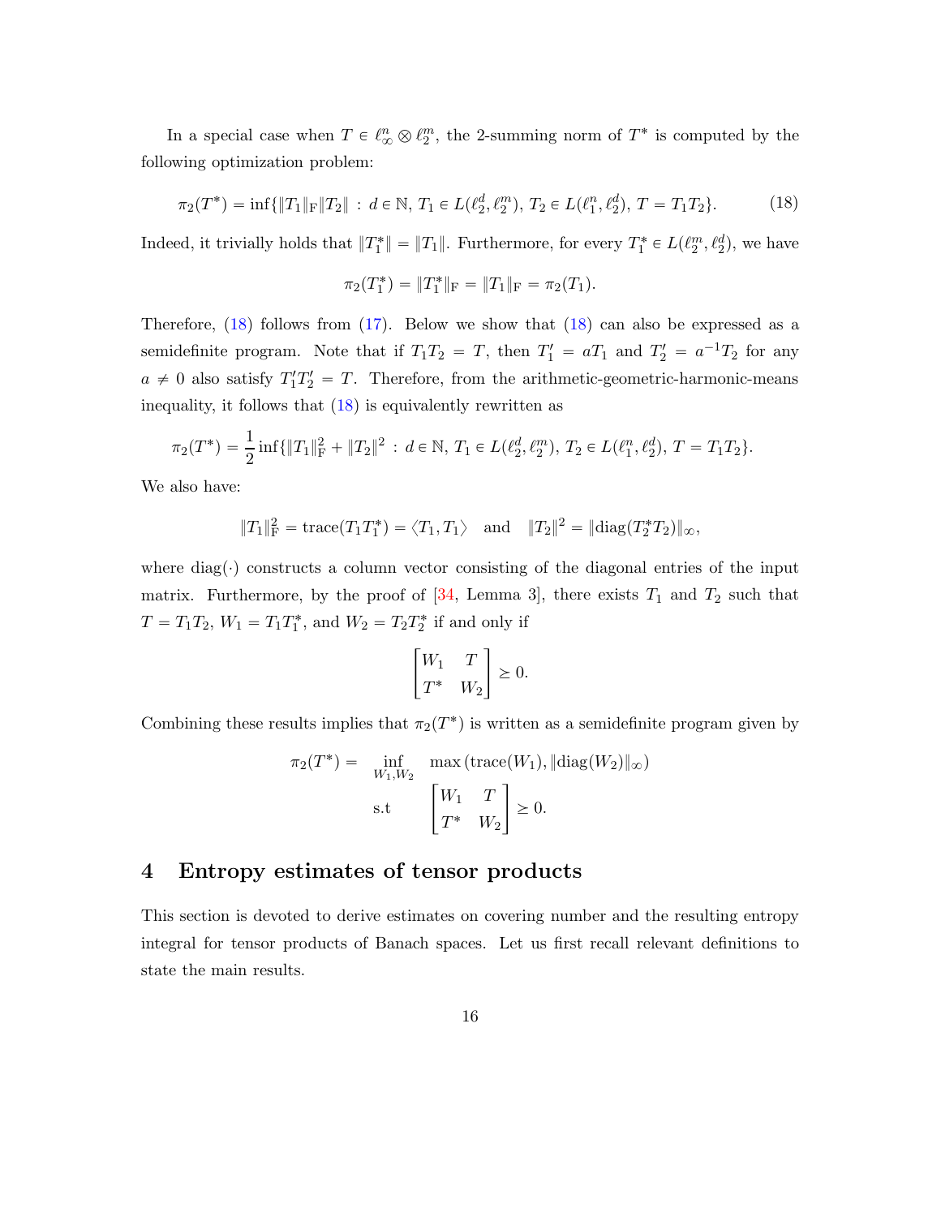In a special case when $T \in \ell_\infty^n \otimes \ell_2^m$, the 2-summing norm of $T^*$ is computed by the following optimization problem:

$$\pi_2(T^*) = \inf\{\|T_1\|_{\mathrm{F}} \|T_2\| \,:\, d \in \mathbb{N},\, T_1 \in L(\ell_2^d, \ell_2^m),\, T_2 \in L(\ell_1^n, \ell_2^d),\, T = T_1 T_2\}. \tag{18}$$

Indeed, it trivially holds that $\|T_1^*\| = \|T_1\|$. Furthermore, for every $T_1^* \in L(\ell_2^m, \ell_2^d)$, we have

$$\pi_2(T_1^*) = \|T_1^*\|_{\mathrm{F}} = \|T_1\|_{\mathrm{F}} = \pi_2(T_1).$$

Therefore, (18) follows from (17). Below we show that (18) can also be expressed as a semidefinite program. Note that if $T_1 T_2 = T$, then $T_1' = a T_1$ and $T_2' = a^{-1} T_2$ for any $a \neq 0$ also satisfy $T_1' T_2' = T$. Therefore, from the arithmetic-geometric-harmonic-means inequality, it follows that (18) is equivalently rewritten as

$$\pi_2(T^*) = \frac{1}{2} \inf\{\|T_1\|_{\mathrm{F}}^2 + \|T_2\|^2 \,:\, d \in \mathbb{N},\, T_1 \in L(\ell_2^d, \ell_2^m),\, T_2 \in L(\ell_1^n, \ell_2^d),\, T = T_1 T_2\}.$$

We also have:

$$\|T_1\|_{\mathrm{F}}^2 = \mathrm{trace}(T_1 T_1^*) = \langle T_1, T_1 \rangle \quad \text{and} \quad \|T_2\|^2 = \|\mathrm{diag}(T_2^* T_2)\|_\infty,$$

where $\mathrm{diag}(\cdot)$ constructs a column vector consisting of the diagonal entries of the input matrix. Furthermore, by the proof of [34, Lemma 3], there exists $T_1$ and $T_2$ such that $T = T_1 T_2$, $W_1 = T_1 T_1^*$, and $W_2 = T_2 T_2^*$ if and only if

$$\begin{bmatrix} W_1 & T \\ T^* & W_2 \end{bmatrix} \succeq 0.$$

Combining these results implies that $\pi_2(T^*)$ is written as a semidefinite program given by

$$\begin{aligned} \pi_2(T^*) = \quad & \inf_{W_1, W_2} \quad \max\left(\mathrm{trace}(W_1), \|\mathrm{diag}(W_2)\|_\infty\right) \\ & \quad \text{s.t} \qquad \begin{bmatrix} W_1 & T \\ T^* & W_2 \end{bmatrix} \succeq 0. \end{aligned}$$

## 4 Entropy estimates of tensor products

This section is devoted to derive estimates on covering number and the resulting entropy integral for tensor products of Banach spaces. Let us first recall relevant definitions to state the main results.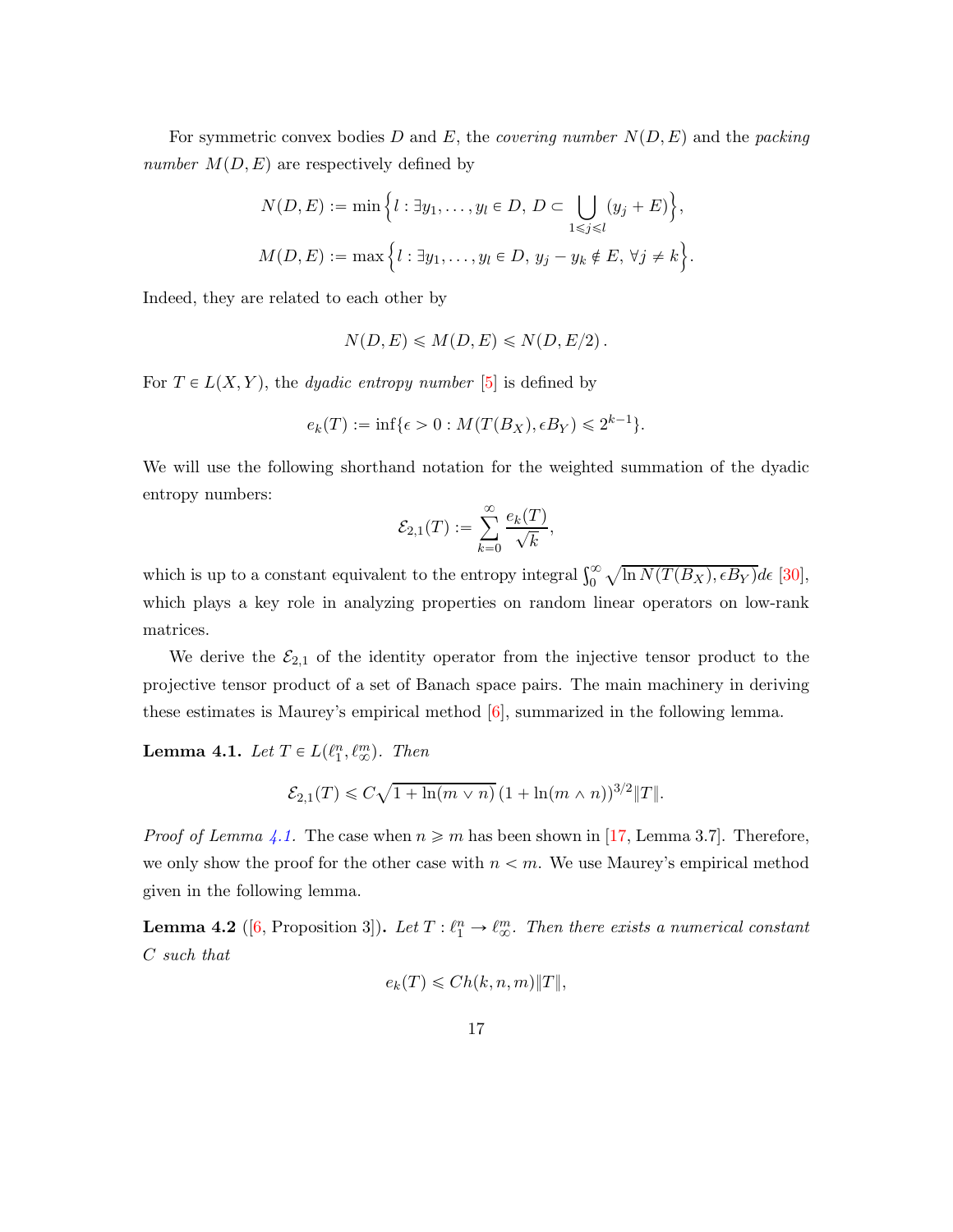For symmetric convex bodies $D$ and $E$, the *covering number* $N(D,E)$ and the *packing number* $M(D,E)$ are respectively defined by

$$N(D,E) := \min\Big\{l : \exists y_1,\dots,y_l \in D,\, D \subset \bigcup_{1\leqslant j\leqslant l} (y_j + E)\Big\},$$

$$M(D,E) := \max\Big\{l : \exists y_1,\dots,y_l \in D,\, y_j - y_k \notin E,\, \forall j \neq k\Big\}.$$

Indeed, they are related to each other by

$$N(D,E) \leqslant M(D,E) \leqslant N(D,E/2)\,.$$

For $T \in L(X,Y)$, the *dyadic entropy number* [5] is defined by

$$e_k(T) := \inf\{\epsilon > 0 : M(T(B_X), \epsilon B_Y) \leqslant 2^{k-1}\}.$$

We will use the following shorthand notation for the weighted summation of the dyadic entropy numbers:

$$\mathcal{E}_{2,1}(T) := \sum_{k=0}^{\infty} \frac{e_k(T)}{\sqrt{k}},$$

which is up to a constant equivalent to the entropy integral $\int_0^\infty \sqrt{\ln N(T(B_X), \epsilon B_Y)}d\epsilon$ [30], which plays a key role in analyzing properties on random linear operators on low-rank matrices.

We derive the $\mathcal{E}_{2,1}$ of the identity operator from the injective tensor product to the projective tensor product of a set of Banach space pairs. The main machinery in deriving these estimates is Maurey's empirical method [6], summarized in the following lemma.

**Lemma 4.1.** *Let $T \in L(\ell_1^n, \ell_\infty^m)$. Then*

$$\mathcal{E}_{2,1}(T) \leqslant C\sqrt{1 + \ln(m \vee n)}\,(1 + \ln(m \wedge n))^{3/2}\|T\|.$$

*Proof of Lemma 4.1.* The case when $n \geqslant m$ has been shown in [17, Lemma 3.7]. Therefore, we only show the proof for the other case with $n < m$. We use Maurey's empirical method given in the following lemma.

**Lemma 4.2** ([6, Proposition 3])**.** *Let $T : \ell_1^n \to \ell_\infty^m$. Then there exists a numerical constant $C$ such that*

$$e_k(T) \leqslant C h(k,n,m)\|T\|,$$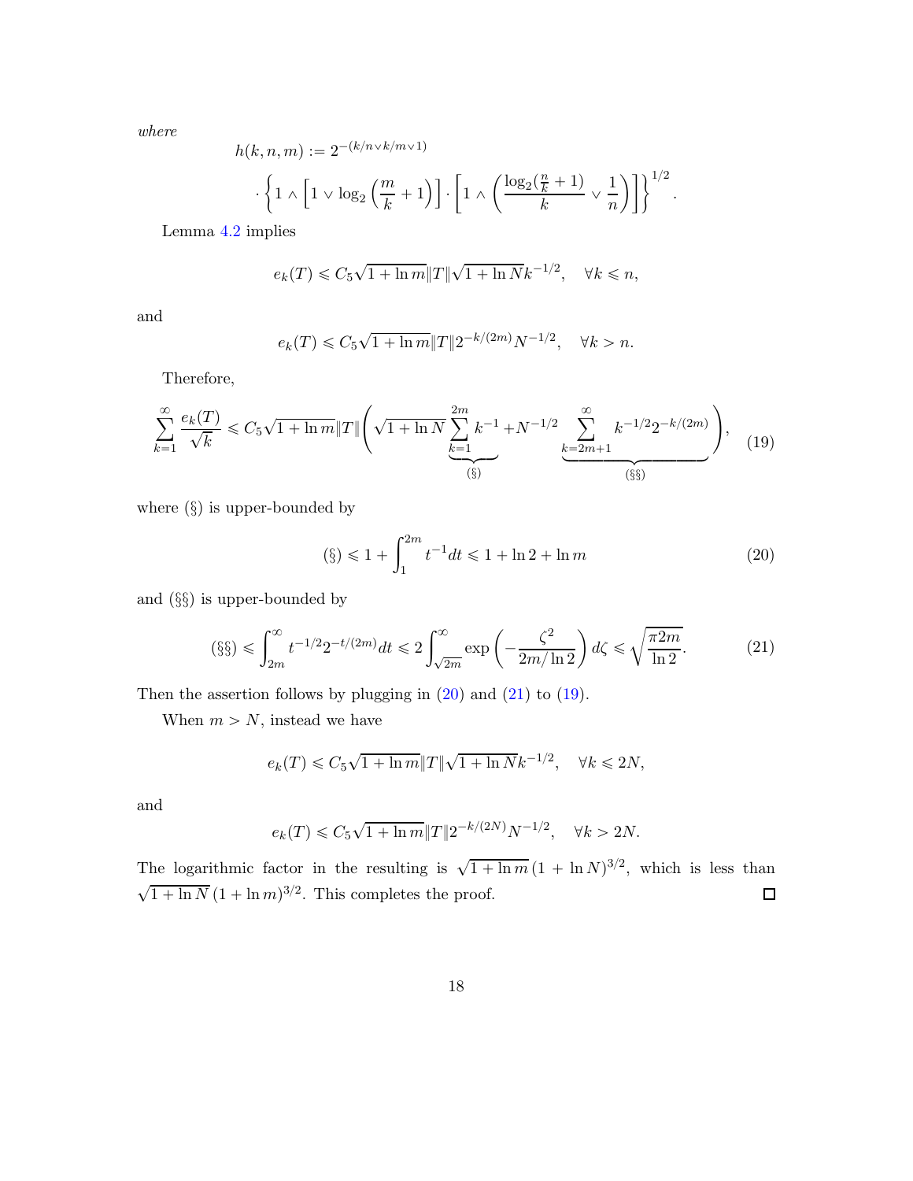*where*

$$h(k,n,m) := 2^{-(k/n \vee k/m \vee 1)} \cdot \left\{ 1 \wedge \left[ 1 \vee \log_2\left(\frac{m}{k}+1\right)\right] \cdot \left[ 1 \wedge \left( \frac{\log_2(\frac{n}{k}+1)}{k} \vee \frac{1}{n}\right)\right]\right\}^{1/2}.$$

Lemma 4.2 implies

$$e_k(T) \leqslant C_5 \sqrt{1+\ln m}\|T\| \sqrt{1+\ln N} k^{-1/2}, \quad \forall k \leqslant n,$$

and

$$e_k(T) \leqslant C_5 \sqrt{1+\ln m}\|T\| 2^{-k/(2m)} N^{-1/2}, \quad \forall k > n.$$

Therefore,

$$\sum_{k=1}^{\infty} \frac{e_k(T)}{\sqrt{k}} \leqslant C_5 \sqrt{1+\ln m}\|T\| \Bigg( \sqrt{1+\ln N} \underbrace{\sum_{k=1}^{2m} k^{-1}}_{(\S)} + N^{-1/2} \underbrace{\sum_{k=2m+1}^{\infty} k^{-1/2} 2^{-k/(2m)}}_{(\S\S)} \Bigg), \tag{19}$$

where $(\S)$ is upper-bounded by

$$(\S) \leqslant 1 + \int_1^{2m} t^{-1} dt \leqslant 1 + \ln 2 + \ln m \tag{20}$$

and $(\S\S)$ is upper-bounded by

$$(\S\S) \leqslant \int_{2m}^{\infty} t^{-1/2} 2^{-t/(2m)} dt \leqslant 2 \int_{\sqrt{2m}}^{\infty} \exp\left( - \frac{\zeta^2}{2m/\ln 2}\right) d\zeta \leqslant \sqrt{\frac{\pi 2m}{\ln 2}}. \tag{21}$$

Then the assertion follows by plugging in (20) and (21) to (19).

When $m > N$, instead we have

$$e_k(T) \leqslant C_5 \sqrt{1+\ln m}\|T\| \sqrt{1+\ln N} k^{-1/2}, \quad \forall k \leqslant 2N,$$

and

$$e_k(T) \leqslant C_5 \sqrt{1+\ln m}\|T\| 2^{-k/(2N)} N^{-1/2}, \quad \forall k > 2N.$$

The logarithmic factor in the resulting is $\sqrt{1+\ln m}\,(1+\ln N)^{3/2}$, which is less than $\sqrt{1+\ln N}\,(1+\ln m)^{3/2}$. This completes the proof. ◻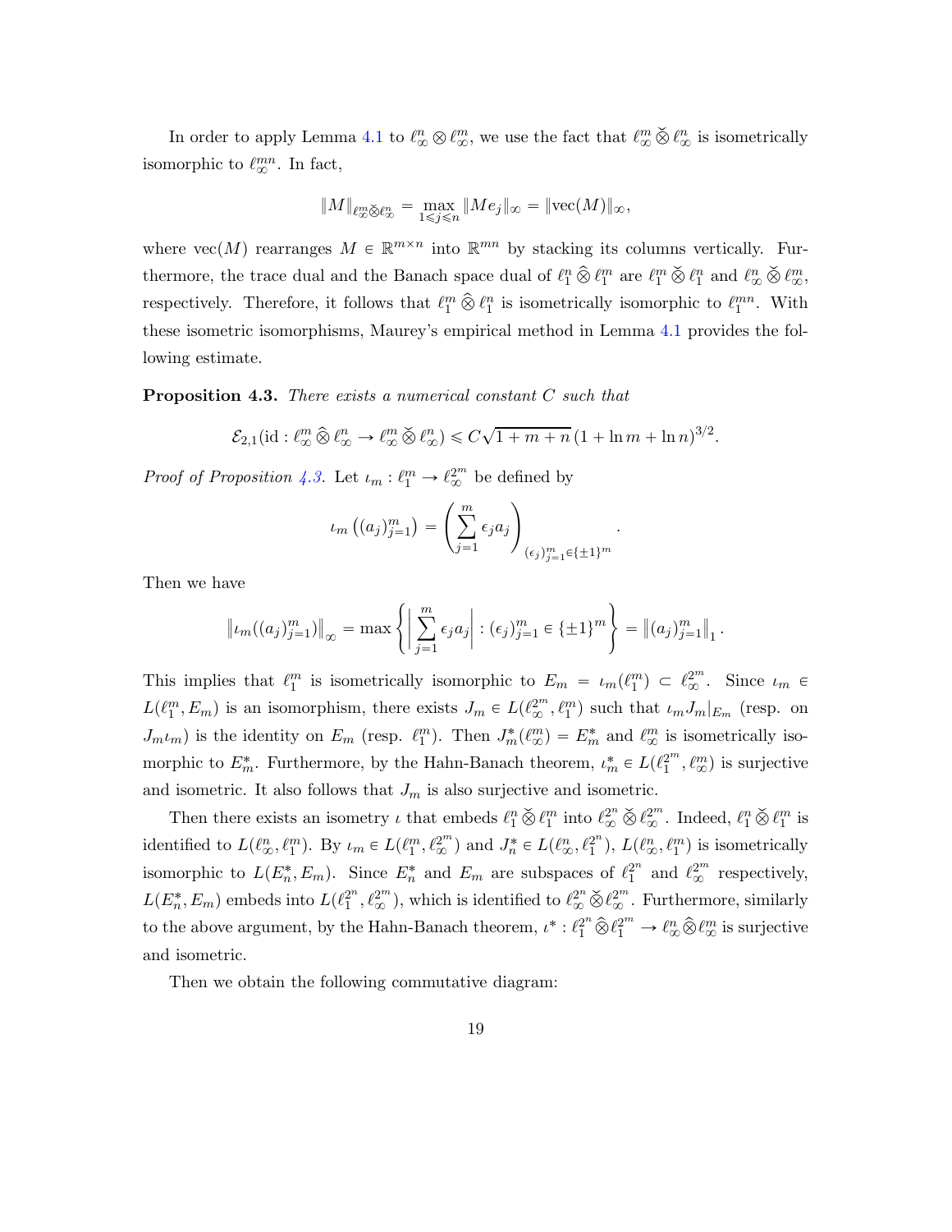In order to apply Lemma 4.1 to $\ell_\infty^n \otimes \ell_\infty^m$, we use the fact that $\ell_\infty^m \check{\otimes} \ell_\infty^n$ is isometrically isomorphic to $\ell_\infty^{mn}$. In fact,

$$\|M\|_{\ell_\infty^m \check{\otimes} \ell_\infty^n} = \max_{1 \leqslant j \leqslant n} \|Me_j\|_\infty = \|\mathrm{vec}(M)\|_\infty,$$

where $\mathrm{vec}(M)$ rearranges $M \in \mathbb{R}^{m \times n}$ into $\mathbb{R}^{mn}$ by stacking its columns vertically. Furthermore, the trace dual and the Banach space dual of $\ell_1^n \widehat{\otimes} \ell_1^m$ are $\ell_1^m \check{\otimes} \ell_1^n$ and $\ell_\infty^n \check{\otimes} \ell_\infty^m$, respectively. Therefore, it follows that $\ell_1^m \widehat{\otimes} \ell_1^n$ is isometrically isomorphic to $\ell_1^{mn}$. With these isometric isomorphisms, Maurey's empirical method in Lemma 4.1 provides the following estimate.

**Proposition 4.3.** *There exists a numerical constant $C$ such that*

$$\mathcal{E}_{2,1}(\mathrm{id} : \ell_\infty^m \widehat{\otimes} \ell_\infty^n \to \ell_\infty^m \check{\otimes} \ell_\infty^n) \leqslant C\sqrt{1 + m + n}\,(1 + \ln m + \ln n)^{3/2}.$$

*Proof of Proposition 4.3.* Let $\iota_m : \ell_1^m \to \ell_\infty^{2^m}$ be defined by

$$\iota_m\left((a_j)_{j=1}^m\right) = \left(\sum_{j=1}^m \epsilon_j a_j\right)_{(\epsilon_j)_{j=1}^m \in \{\pm 1\}^m}.$$

Then we have

$$\left\|\iota_m((a_j)_{j=1}^m)\right\|_\infty = \max\left\{\left|\sum_{j=1}^m \epsilon_j a_j\right| : (\epsilon_j)_{j=1}^m \in \{\pm 1\}^m\right\} = \left\|(a_j)_{j=1}^m\right\|_1.$$

This implies that $\ell_1^m$ is isometrically isomorphic to $E_m = \iota_m(\ell_1^m) \subset \ell_\infty^{2^m}$. Since $\iota_m \in L(\ell_1^m, E_m)$ is an isomorphism, there exists $J_m \in L(\ell_\infty^{2^m}, \ell_1^m)$ such that $\iota_m J_m|_{E_m}$ (resp. on $J_m \iota_m$) is the identity on $E_m$ (resp. $\ell_1^m$). Then $J_m^*(\ell_\infty^m) = E_m^*$ and $\ell_\infty^m$ is isometrically isomorphic to $E_m^*$. Furthermore, by the Hahn-Banach theorem, $\iota_m^* \in L(\ell_1^{2^m}, \ell_\infty^m)$ is surjective and isometric. It also follows that $J_m$ is also surjective and isometric.

Then there exists an isometry $\iota$ that embeds $\ell_1^n \check{\otimes} \ell_1^m$ into $\ell_\infty^{2^n} \check{\otimes} \ell_\infty^{2^m}$. Indeed, $\ell_1^n \check{\otimes} \ell_1^m$ is identified to $L(\ell_\infty^n, \ell_1^m)$. By $\iota_m \in L(\ell_1^m, \ell_\infty^{2^m})$ and $J_n^* \in L(\ell_\infty^n, \ell_1^{2^n})$, $L(\ell_\infty^n, \ell_1^m)$ is isometrically isomorphic to $L(E_n^*, E_m)$. Since $E_n^*$ and $E_m$ are subspaces of $\ell_1^{2^n}$ and $\ell_\infty^{2^m}$ respectively, $L(E_n^*, E_m)$ embeds into $L(\ell_1^{2^n}, \ell_\infty^{2^m})$, which is identified to $\ell_\infty^{2^n} \check{\otimes} \ell_\infty^{2^m}$. Furthermore, similarly to the above argument, by the Hahn-Banach theorem, $\iota^* : \ell_1^{2^n} \widehat{\otimes} \ell_1^{2^m} \to \ell_\infty^n \widehat{\otimes} \ell_\infty^m$ is surjective and isometric.

Then we obtain the following commutative diagram: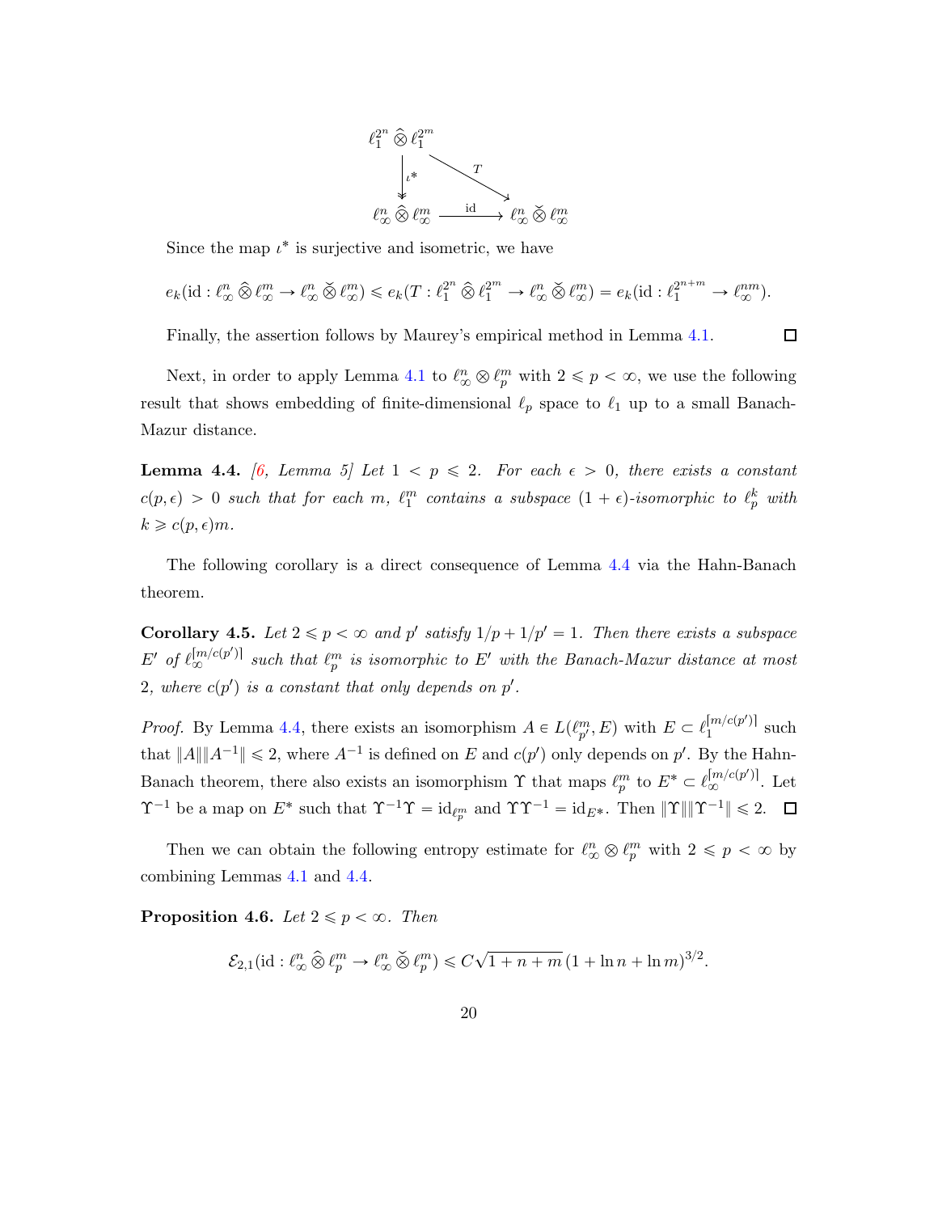$$
\begin{array}{ccc}
\ell_1^{2^n} \widehat{\otimes} \ell_1^{2^m} & & \\
\Big\downarrow \iota^* & \searrow^{T} & \\
\ell_\infty^n \widehat{\otimes} \ell_\infty^m & \xrightarrow{\ \mathrm{id}\ } & \ell_\infty^n \widecheck{\otimes} \ell_\infty^m
\end{array}
$$

Since the map $\iota^*$ is surjective and isometric, we have

$$
e_k(\mathrm{id} : \ell_\infty^n \widehat{\otimes} \ell_\infty^m \to \ell_\infty^n \widecheck{\otimes} \ell_\infty^m) \leqslant e_k(T : \ell_1^{2^n} \widehat{\otimes} \ell_1^{2^m} \to \ell_\infty^n \widecheck{\otimes} \ell_\infty^m) = e_k(\mathrm{id} : \ell_1^{2^{n+m}} \to \ell_\infty^{nm}).
$$

Finally, the assertion follows by Maurey's empirical method in Lemma 4.1. ◻

Next, in order to apply Lemma 4.1 to $\ell_\infty^n \otimes \ell_p^m$ with $2 \leqslant p < \infty$, we use the following result that shows embedding of finite-dimensional $\ell_p$ space to $\ell_1$ up to a small Banach-Mazur distance.

**Lemma 4.4.** *[6, Lemma 5] Let $1 < p \leqslant 2$. For each $\epsilon > 0$, there exists a constant $c(p, \epsilon) > 0$ such that for each $m$, $\ell_1^m$ contains a subspace $(1+\epsilon)$-isomorphic to $\ell_p^k$ with $k \geqslant c(p, \epsilon)m$.*

The following corollary is a direct consequence of Lemma 4.4 via the Hahn-Banach theorem.

**Corollary 4.5.** *Let $2 \leqslant p < \infty$ and $p'$ satisfy $1/p + 1/p' = 1$. Then there exists a subspace $E'$ of $\ell_\infty^{[m/c(p')]}$ such that $\ell_p^m$ is isomorphic to $E'$ with the Banach-Mazur distance at most 2, where $c(p')$ is a constant that only depends on $p'$.*

*Proof.* By Lemma 4.4, there exists an isomorphism $A \in L(\ell_{p'}^m, E)$ with $E \subset \ell_1^{[m/c(p')]}$ such that $\|A\|\|A^{-1}\| \leqslant 2$, where $A^{-1}$ is defined on $E$ and $c(p')$ only depends on $p'$. By the Hahn-Banach theorem, there also exists an isomorphism $\Upsilon$ that maps $\ell_p^m$ to $E^* \subset \ell_\infty^{[m/c(p')]}$. Let $\Upsilon^{-1}$ be a map on $E^*$ such that $\Upsilon^{-1}\Upsilon = \mathrm{id}_{\ell_p^m}$ and $\Upsilon\Upsilon^{-1} = \mathrm{id}_{E^*}$. Then $\|\Upsilon\|\|\Upsilon^{-1}\| \leqslant 2$. ◻

Then we can obtain the following entropy estimate for $\ell_\infty^n \otimes \ell_p^m$ with $2 \leqslant p < \infty$ by combining Lemmas 4.1 and 4.4.

**Proposition 4.6.** *Let $2 \leqslant p < \infty$. Then*

$$
\mathcal{E}_{2,1}(\mathrm{id} : \ell_\infty^n \widehat{\otimes} \ell_p^m \to \ell_\infty^n \widecheck{\otimes} \ell_p^m) \leqslant C\sqrt{1+n+m}\,(1 + \ln n + \ln m)^{3/2}.
$$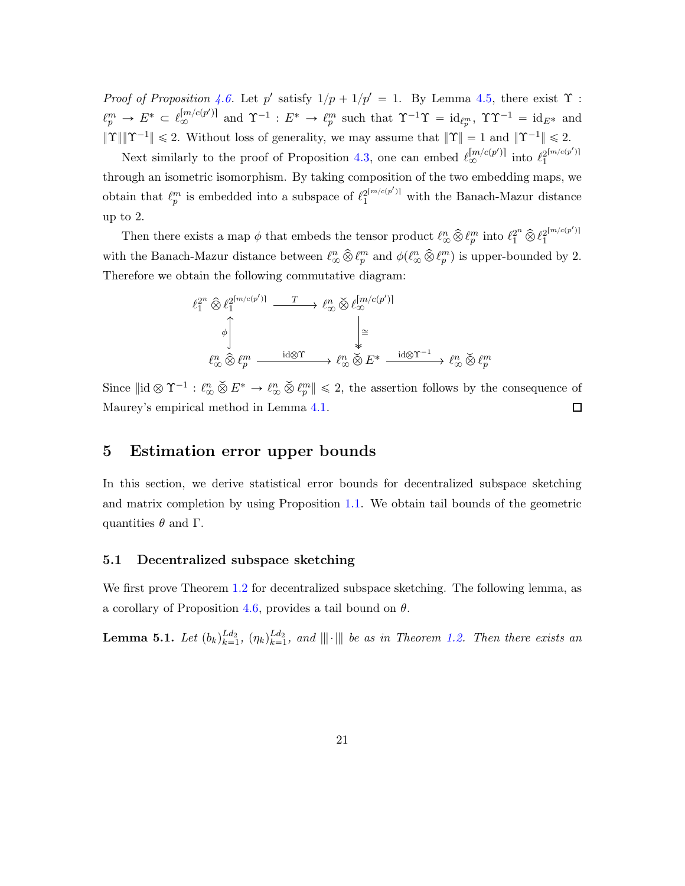*Proof of Proposition 4.6.* Let $p'$ satisfy $1/p + 1/p' = 1$. By Lemma 4.5, there exist $\Upsilon : \ell_p^m \to E^* \subset \ell_\infty^{\lceil m/c(p') \rceil}$ and $\Upsilon^{-1} : E^* \to \ell_p^m$ such that $\Upsilon^{-1}\Upsilon = \mathrm{id}_{\ell_p^m}$, $\Upsilon\Upsilon^{-1} = \mathrm{id}_{E^*}$ and $\|\Upsilon\|\|\Upsilon^{-1}\| \leqslant 2$. Without loss of generality, we may assume that $\|\Upsilon\| = 1$ and $\|\Upsilon^{-1}\| \leqslant 2$.

Next similarly to the proof of Proposition 4.3, one can embed $\ell_\infty^{\lceil m/c(p') \rceil}$ into $\ell_1^{2^{\lceil m/c(p') \rceil}}$ through an isometric isomorphism. By taking composition of the two embedding maps, we obtain that $\ell_p^m$ is embedded into a subspace of $\ell_1^{2^{\lceil m/c(p') \rceil}}$ with the Banach-Mazur distance up to 2.

Then there exists a map $\phi$ that embeds the tensor product $\ell_\infty^n \mathbin{\widehat{\otimes}} \ell_p^m$ into $\ell_1^{2^n} \mathbin{\widehat{\otimes}} \ell_1^{2^{\lceil m/c(p') \rceil}}$ with the Banach-Mazur distance between $\ell_\infty^n \mathbin{\widehat{\otimes}} \ell_p^m$ and $\phi(\ell_\infty^n \mathbin{\widehat{\otimes}} \ell_p^m)$ is upper-bounded by 2. Therefore we obtain the following commutative diagram:

$$
\begin{array}{ccccc}
\ell_1^{2^n} \mathbin{\widehat{\otimes}} \ell_1^{2^{\lceil m/c(p') \rceil}} & \xrightarrow{\quad T \quad} & \ell_\infty^n \mathbin{\check{\otimes}} \ell_\infty^{\lceil m/c(p') \rceil} & & \\
\phi \uparrow & & \downarrow \cong & & \\
\ell_\infty^n \mathbin{\widehat{\otimes}} \ell_p^m & \xrightarrow{\quad \mathrm{id} \otimes \Upsilon \quad} & \ell_\infty^n \mathbin{\check{\otimes}} E^* & \xrightarrow{\quad \mathrm{id} \otimes \Upsilon^{-1} \quad} & \ell_\infty^n \mathbin{\check{\otimes}} \ell_p^m
\end{array}
$$

Since $\|\mathrm{id} \otimes \Upsilon^{-1} : \ell_\infty^n \mathbin{\check{\otimes}} E^* \to \ell_\infty^n \mathbin{\check{\otimes}} \ell_p^m\| \leqslant 2$, the assertion follows by the consequence of Maurey's empirical method in Lemma 4.1. $\square$

## 5 Estimation error upper bounds

In this section, we derive statistical error bounds for decentralized subspace sketching and matrix completion by using Proposition 1.1. We obtain tail bounds of the geometric quantities $\theta$ and $\Gamma$.

### 5.1 Decentralized subspace sketching

We first prove Theorem 1.2 for decentralized subspace sketching. The following lemma, as a corollary of Proposition 4.6, provides a tail bound on $\theta$.

**Lemma 5.1.** *Let $(b_k)_{k=1}^{Ld_2}$, $(\eta_k)_{k=1}^{Ld_2}$, and $|||\cdot|||$ be as in Theorem 1.2. Then there exists an*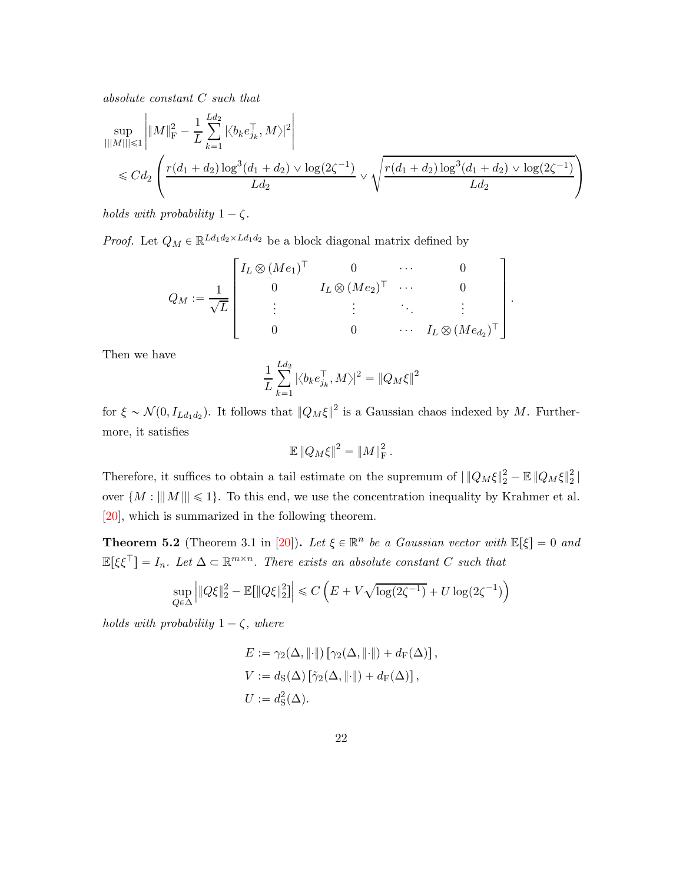*absolute constant $C$ such that*

$$\sup_{|||M|||\leqslant 1} \left| \|M\|_{\mathrm{F}}^2 - \frac{1}{L} \sum_{k=1}^{Ld_2} |\langle b_k e_{j_k}^\top, M \rangle|^2 \right| \leqslant C d_2 \left( \frac{r(d_1+d_2)\log^3(d_1+d_2) \vee \log(2\zeta^{-1})}{Ld_2} \vee \sqrt{\frac{r(d_1+d_2)\log^3(d_1+d_2) \vee \log(2\zeta^{-1})}{Ld_2}} \right)$$

*holds with probability $1-\zeta$.*

*Proof.* Let $Q_M \in \mathbb{R}^{Ld_1d_2 \times Ld_1d_2}$ be a block diagonal matrix defined by

$$Q_M := \frac{1}{\sqrt{L}} \begin{bmatrix} I_L \otimes (Me_1)^\top & 0 & \cdots & 0 \\ 0 & I_L \otimes (Me_2)^\top & \cdots & 0 \\ \vdots & \vdots & \ddots & \vdots \\ 0 & 0 & \cdots & I_L \otimes (Me_{d_2})^\top \end{bmatrix}.$$

Then we have

$$\frac{1}{L} \sum_{k=1}^{Ld_2} |\langle b_k e_{j_k}^\top, M \rangle|^2 = \|Q_M \xi\|^2$$

for $\xi \sim \mathcal{N}(0, I_{Ld_1d_2})$. It follows that $\|Q_M\xi\|^2$ is a Gaussian chaos indexed by $M$. Furthermore, it satisfies

$$\mathbb{E}\, \|Q_M \xi\|^2 = \|M\|_{\mathrm{F}}^2 .$$

Therefore, it suffices to obtain a tail estimate on the supremum of $|\, \|Q_M\xi\|_2^2 - \mathbb{E}\, \|Q_M\xi\|_2^2 \,|$ over $\{M : |||\, M \,||| \leqslant 1\}$. To this end, we use the concentration inequality by Krahmer et al. [20], which is summarized in the following theorem.

**Theorem 5.2** (Theorem 3.1 in [20])**.** *Let $\xi \in \mathbb{R}^n$ be a Gaussian vector with $\mathbb{E}[\xi] = 0$ and $\mathbb{E}[\xi\xi^\top] = I_n$. Let $\Delta \subset \mathbb{R}^{m \times n}$. There exists an absolute constant $C$ such that*

$$\sup_{Q \in \Delta} \left| \|Q\xi\|_2^2 - \mathbb{E}[\|Q\xi\|_2^2] \right| \leqslant C \left( E + V\sqrt{\log(2\zeta^{-1})} + U \log(2\zeta^{-1}) \right)$$

*holds with probability $1-\zeta$, where*

$$E := \gamma_2(\Delta, \|\cdot\|) \left[ \gamma_2(\Delta, \|\cdot\|) + d_{\mathrm{F}}(\Delta) \right],$$
$$V := d_{\mathrm{S}}(\Delta) \left[ \tilde{\gamma}_2(\Delta, \|\cdot\|) + d_{\mathrm{F}}(\Delta) \right],$$
$$U := d_{\mathrm{S}}^2(\Delta).$$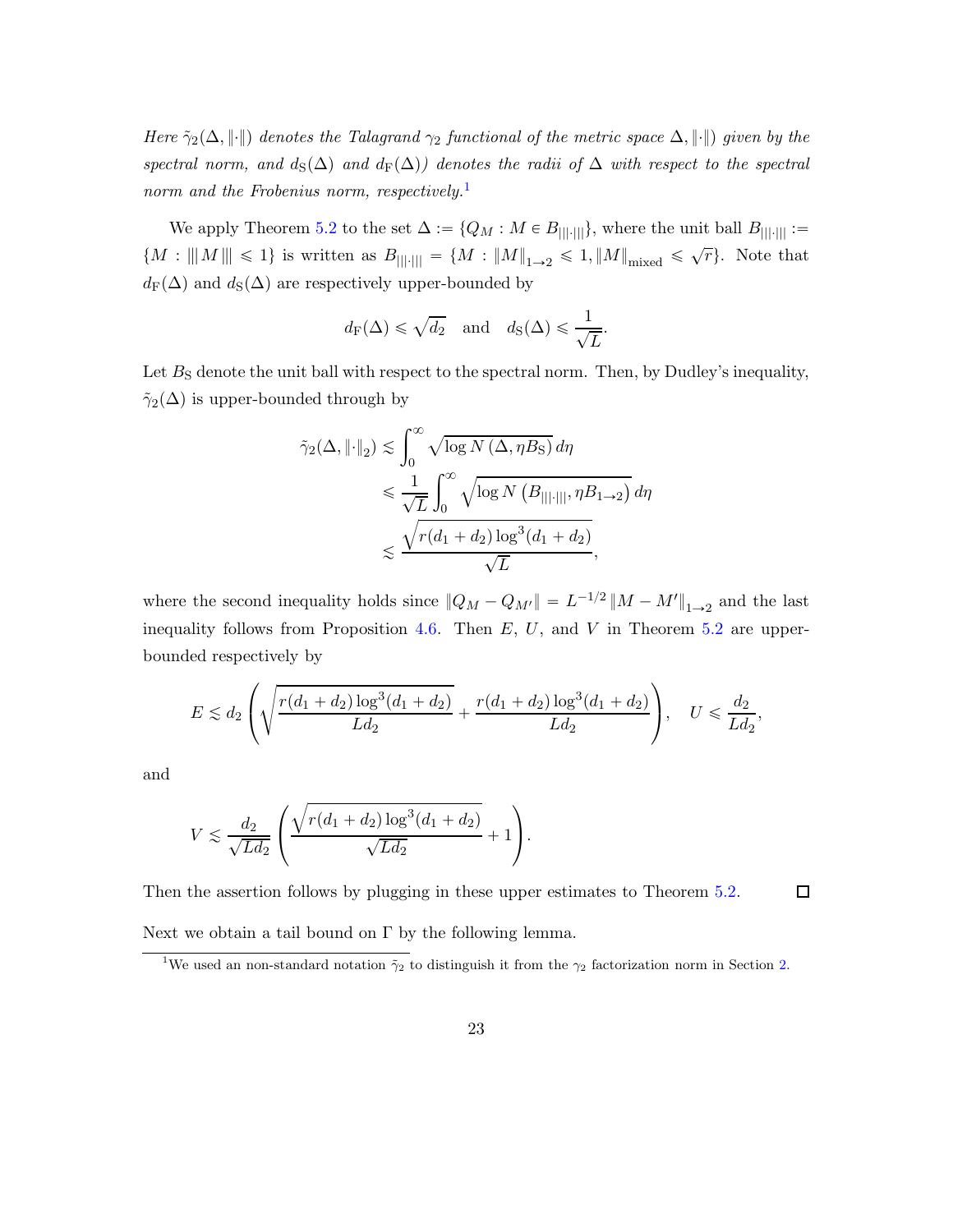*Here $\tilde{\gamma}_2(\Delta, \|\cdot\|)$ denotes the Talagrand $\gamma_2$ functional of the metric space $\Delta, \|\cdot\|)$ given by the spectral norm, and $d_{\mathrm{S}}(\Delta)$ and $d_{\mathrm{F}}(\Delta))$ denotes the radii of $\Delta$ with respect to the spectral norm and the Frobenius norm, respectively.*[1]

We apply Theorem 5.2 to the set $\Delta := \{Q_M : M \in B_{|||\cdot|||}\}$, where the unit ball $B_{|||\cdot|||} := \{M : |||M||| \leqslant 1\}$ is written as $B_{|||\cdot|||} = \{M : \|M\|_{1\to 2} \leqslant 1, \|M\|_{\mathrm{mixed}} \leqslant \sqrt{r}\}$. Note that $d_{\mathrm{F}}(\Delta)$ and $d_{\mathrm{S}}(\Delta)$ are respectively upper-bounded by

$$d_{\mathrm{F}}(\Delta) \leqslant \sqrt{d_2} \quad \text{and} \quad d_{\mathrm{S}}(\Delta) \leqslant \frac{1}{\sqrt{L}}.$$

Let $B_{\mathrm{S}}$ denote the unit ball with respect to the spectral norm. Then, by Dudley's inequality, $\tilde{\gamma}_2(\Delta)$ is upper-bounded through by

$$\begin{aligned}
\tilde{\gamma}_2(\Delta, \|\cdot\|_2) &\lesssim \int_0^\infty \sqrt{\log N(\Delta, \eta B_{\mathrm{S}})}\, d\eta \\
&\leqslant \frac{1}{\sqrt{L}} \int_0^\infty \sqrt{\log N\left(B_{|||\cdot|||}, \eta B_{1\to 2}\right)}\, d\eta \\
&\lesssim \frac{\sqrt{r(d_1+d_2)\log^3(d_1+d_2)}}{\sqrt{L}},
\end{aligned}$$

where the second inequality holds since $\|Q_M - Q_{M'}\| = L^{-1/2}\|M - M'\|_{1\to 2}$ and the last inequality follows from Proposition 4.6. Then $E$, $U$, and $V$ in Theorem 5.2 are upper-bounded respectively by

$$E \lesssim d_2 \left( \sqrt{\frac{r(d_1+d_2)\log^3(d_1+d_2)}{Ld_2}} + \frac{r(d_1+d_2)\log^3(d_1+d_2)}{Ld_2} \right), \quad U \leqslant \frac{d_2}{Ld_2},$$

and

$$V \lesssim \frac{d_2}{\sqrt{Ld_2}} \left( \frac{\sqrt{r(d_1+d_2)\log^3(d_1+d_2)}}{\sqrt{Ld_2}} + 1 \right).$$

Then the assertion follows by plugging in these upper estimates to Theorem 5.2. $\square$

Next we obtain a tail bound on $\Gamma$ by the following lemma.

[1] We used an non-standard notation $\tilde{\gamma}_2$ to distinguish it from the $\gamma_2$ factorization norm in Section 2.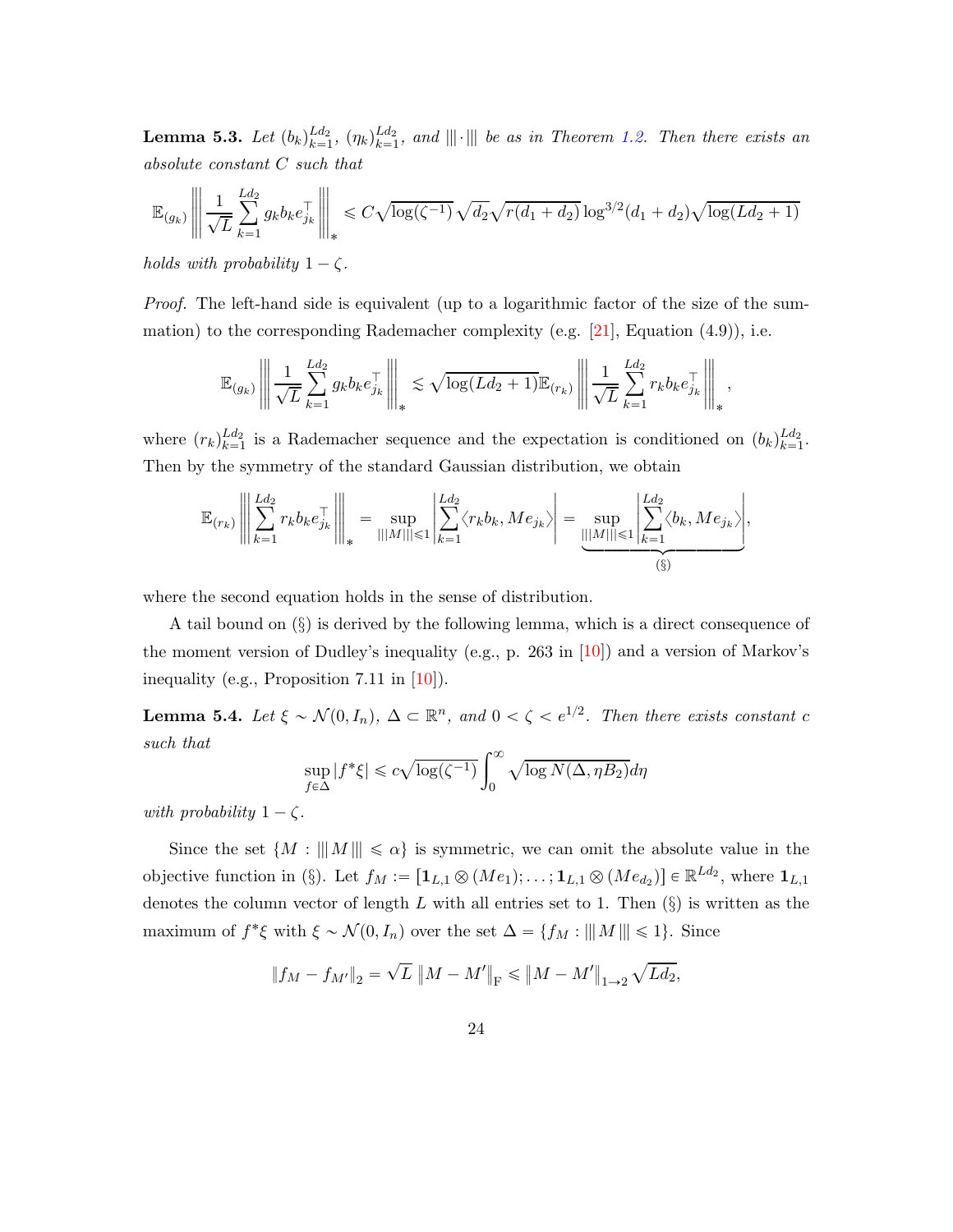**Lemma 5.3.** *Let $(b_k)_{k=1}^{Ld_2}$, $(\eta_k)_{k=1}^{Ld_2}$, and $|||\cdot|||$ be as in Theorem 1.2. Then there exists an absolute constant $C$ such that*

$$\mathbb{E}_{(g_k)} \left|\left|\left| \frac{1}{\sqrt{L}} \sum_{k=1}^{Ld_2} g_k b_k e_{j_k}^\top \right|\right|\right|_* \leqslant C\sqrt{\log(\zeta^{-1})}\sqrt{d_2}\sqrt{r(d_1+d_2)}\log^{3/2}(d_1+d_2)\sqrt{\log(Ld_2+1)}$$

*holds with probability $1-\zeta$.*

*Proof.* The left-hand side is equivalent (up to a logarithmic factor of the size of the summation) to the corresponding Rademacher complexity (e.g. [21], Equation (4.9)), i.e.

$$\mathbb{E}_{(g_k)} \left|\left|\left| \frac{1}{\sqrt{L}} \sum_{k=1}^{Ld_2} g_k b_k e_{j_k}^\top \right|\right|\right|_* \lesssim \sqrt{\log(Ld_2+1)}\mathbb{E}_{(r_k)} \left|\left|\left| \frac{1}{\sqrt{L}} \sum_{k=1}^{Ld_2} r_k b_k e_{j_k}^\top \right|\right|\right|_*,$$

where $(r_k)_{k=1}^{Ld_2}$ is a Rademacher sequence and the expectation is conditioned on $(b_k)_{k=1}^{Ld_2}$. Then by the symmetry of the standard Gaussian distribution, we obtain

$$\mathbb{E}_{(r_k)} \left|\left|\left| \sum_{k=1}^{Ld_2} r_k b_k e_{j_k}^\top \right|\right|\right|_* = \sup_{|||M|||\leqslant 1} \left| \sum_{k=1}^{Ld_2} \langle r_k b_k, M e_{j_k}\rangle \right| = \underbrace{\sup_{|||M|||\leqslant 1} \left| \sum_{k=1}^{Ld_2} \langle b_k, M e_{j_k}\rangle \right|}_{(\S)},$$

where the second equation holds in the sense of distribution.

A tail bound on (§) is derived by the following lemma, which is a direct consequence of the moment version of Dudley's inequality (e.g., p. 263 in [10]) and a version of Markov's inequality (e.g., Proposition 7.11 in [10]).

**Lemma 5.4.** *Let $\xi \sim \mathcal{N}(0, I_n)$, $\Delta \subset \mathbb{R}^n$, and $0 < \zeta < e^{1/2}$. Then there exists constant $c$ such that*

$$\sup_{f\in\Delta} |f^*\xi| \leqslant c\sqrt{\log(\zeta^{-1})}\int_0^\infty \sqrt{\log N(\Delta, \eta B_2)}d\eta$$

*with probability $1-\zeta$.*

Since the set $\{M : |||M||| \leqslant \alpha\}$ is symmetric, we can omit the absolute value in the objective function in (§). Let $f_M := [\mathbf{1}_{L,1} \otimes (Me_1); \ldots; \mathbf{1}_{L,1} \otimes (Me_{d_2})] \in \mathbb{R}^{Ld_2}$, where $\mathbf{1}_{L,1}$ denotes the column vector of length $L$ with all entries set to 1. Then (§) is written as the maximum of $f^*\xi$ with $\xi \sim \mathcal{N}(0, I_n)$ over the set $\Delta = \{f_M : |||M||| \leqslant 1\}$. Since

$$\|f_M - f_{M'}\|_2 = \sqrt{L}\,\|M - M'\|_{\mathrm{F}} \leqslant \|M - M'\|_{1\to 2}\sqrt{Ld_2},$$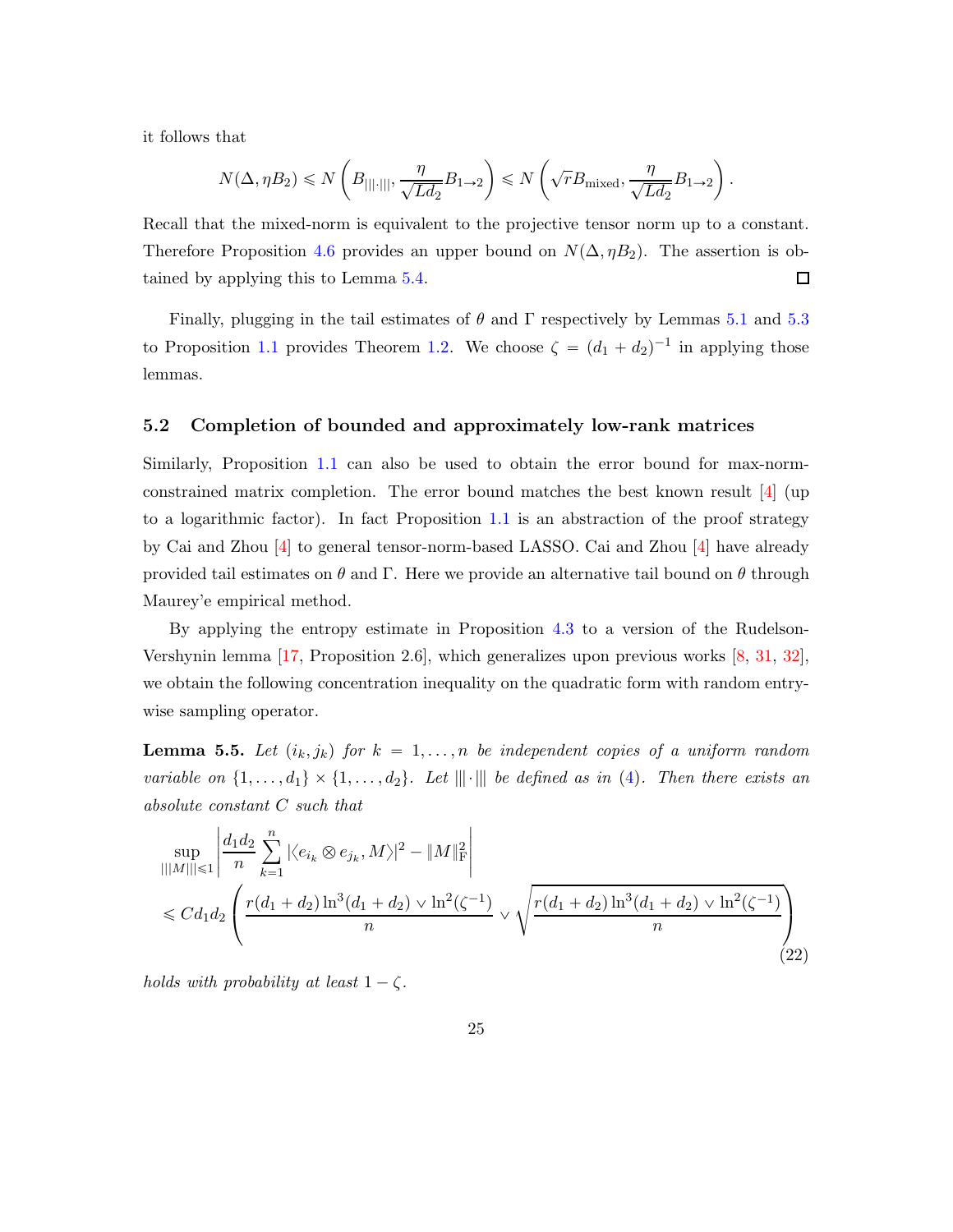it follows that

$$N(\Delta, \eta B_2) \leqslant N\left(B_{|||\cdot|||}, \frac{\eta}{\sqrt{Ld_2}} B_{1\to 2}\right) \leqslant N\left(\sqrt{r} B_{\mathrm{mixed}}, \frac{\eta}{\sqrt{Ld_2}} B_{1\to 2}\right).$$

Recall that the mixed-norm is equivalent to the projective tensor norm up to a constant. Therefore Proposition 4.6 provides an upper bound on $N(\Delta, \eta B_2)$. The assertion is obtained by applying this to Lemma 5.4. $\square$

Finally, plugging in the tail estimates of $\theta$ and $\Gamma$ respectively by Lemmas 5.1 and 5.3 to Proposition 1.1 provides Theorem 1.2. We choose $\zeta = (d_1 + d_2)^{-1}$ in applying those lemmas.

### 5.2 Completion of bounded and approximately low-rank matrices

Similarly, Proposition 1.1 can also be used to obtain the error bound for max-norm-constrained matrix completion. The error bound matches the best known result [4] (up to a logarithmic factor). In fact Proposition 1.1 is an abstraction of the proof strategy by Cai and Zhou [4] to general tensor-norm-based LASSO. Cai and Zhou [4] have already provided tail estimates on $\theta$ and $\Gamma$. Here we provide an alternative tail bound on $\theta$ through Maurey'e empirical method.

By applying the entropy estimate in Proposition 4.3 to a version of the Rudelson-Vershynin lemma [17, Proposition 2.6], which generalizes upon previous works [8, 31, 32], we obtain the following concentration inequality on the quadratic form with random entry-wise sampling operator.

**Lemma 5.5.** *Let $(i_k, j_k)$ for $k = 1, \ldots, n$ be independent copies of a uniform random variable on $\{1, \ldots, d_1\} \times \{1, \ldots, d_2\}$. Let $|||\cdot|||$ be defined as in (4). Then there exists an absolute constant $C$ such that*

$$\begin{aligned} &\sup_{|||M|||\leqslant 1} \left| \frac{d_1 d_2}{n} \sum_{k=1}^{n} |\langle e_{i_k} \otimes e_{j_k}, M\rangle|^2 - \|M\|_{\mathrm{F}}^2 \right| \\ &\leqslant C d_1 d_2 \left( \frac{r(d_1+d_2)\ln^3(d_1+d_2) \vee \ln^2(\zeta^{-1})}{n} \vee \sqrt{\frac{r(d_1+d_2)\ln^3(d_1+d_2) \vee \ln^2(\zeta^{-1})}{n}} \right) \end{aligned} \tag{22}$$

*holds with probability at least $1 - \zeta$.*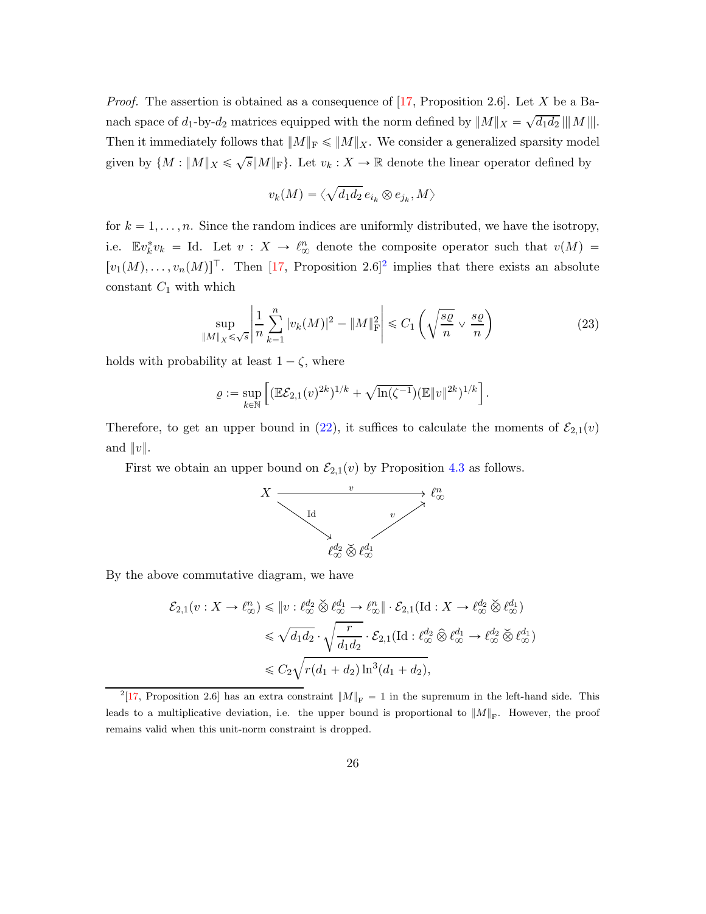*Proof.* The assertion is obtained as a consequence of [17, Proposition 2.6]. Let $X$ be a Banach space of $d_1$-by-$d_2$ matrices equipped with the norm defined by $\|M\|_X = \sqrt{d_1 d_2}\,|||M|||$. Then it immediately follows that $\|M\|_{\mathrm{F}} \leqslant \|M\|_X$. We consider a generalized sparsity model given by $\{M : \|M\|_X \leqslant \sqrt{s}\|M\|_{\mathrm{F}}\}$. Let $v_k : X \to \mathbb{R}$ denote the linear operator defined by

$$v_k(M) = \langle \sqrt{d_1 d_2}\, e_{i_k} \otimes e_{j_k}, M \rangle$$

for $k = 1, \ldots, n$. Since the random indices are uniformly distributed, we have the isotropy, i.e. $\mathbb{E} v_k^* v_k = \mathrm{Id}$. Let $v : X \to \ell_\infty^n$ denote the composite operator such that $v(M) = [v_1(M), \ldots, v_n(M)]^\top$. Then [17, Proposition 2.6][2] implies that there exists an absolute constant $C_1$ with which

$$\sup_{\|M\|_X \leqslant \sqrt{s}} \left| \frac{1}{n} \sum_{k=1}^{n} |v_k(M)|^2 - \|M\|_{\mathrm{F}}^2 \right| \leqslant C_1 \left( \sqrt{\frac{s\varrho}{n}} \vee \frac{s\varrho}{n} \right) \tag{23}$$

holds with probability at least $1 - \zeta$, where

$$\varrho := \sup_{k \in \mathbb{N}} \left[ (\mathbb{E}\mathcal{E}_{2,1}(v)^{2k})^{1/k} + \sqrt{\ln(\zeta^{-1})} (\mathbb{E}\|v\|^{2k})^{1/k} \right].$$

Therefore, to get an upper bound in (22), it suffices to calculate the moments of $\mathcal{E}_{2,1}(v)$ and $\|v\|$.

First we obtain an upper bound on $\mathcal{E}_{2,1}(v)$ by Proposition 4.3 as follows.

$$\begin{array}{ccc} X & \xrightarrow{\quad v \quad} & \ell_\infty^n \\ & {\scriptstyle \mathrm{Id}} \searrow \quad \nearrow {\scriptstyle v} & \\ & \ell_\infty^{d_2} \check{\otimes} \ell_\infty^{d_1} & \end{array}$$

By the above commutative diagram, we have

$$\begin{aligned}
\mathcal{E}_{2,1}(v : X \to \ell_\infty^n) &\leqslant \|v : \ell_\infty^{d_2} \check{\otimes} \ell_\infty^{d_1} \to \ell_\infty^n\| \cdot \mathcal{E}_{2,1}(\mathrm{Id} : X \to \ell_\infty^{d_2} \check{\otimes} \ell_\infty^{d_1}) \\
&\leqslant \sqrt{d_1 d_2} \cdot \sqrt{\frac{r}{d_1 d_2}} \cdot \mathcal{E}_{2,1}(\mathrm{Id} : \ell_\infty^{d_2} \hat{\otimes} \ell_\infty^{d_1} \to \ell_\infty^{d_2} \check{\otimes} \ell_\infty^{d_1}) \\
&\leqslant C_2 \sqrt{r(d_1 + d_2) \ln^3(d_1 + d_2)},
\end{aligned}$$

---

[2] [17, Proposition 2.6] has an extra constraint $\|M\|_{\mathrm{F}} = 1$ in the supremum in the left-hand side. This leads to a multiplicative deviation, i.e. the upper bound is proportional to $\|M\|_{\mathrm{F}}$. However, the proof remains valid when this unit-norm constraint is dropped.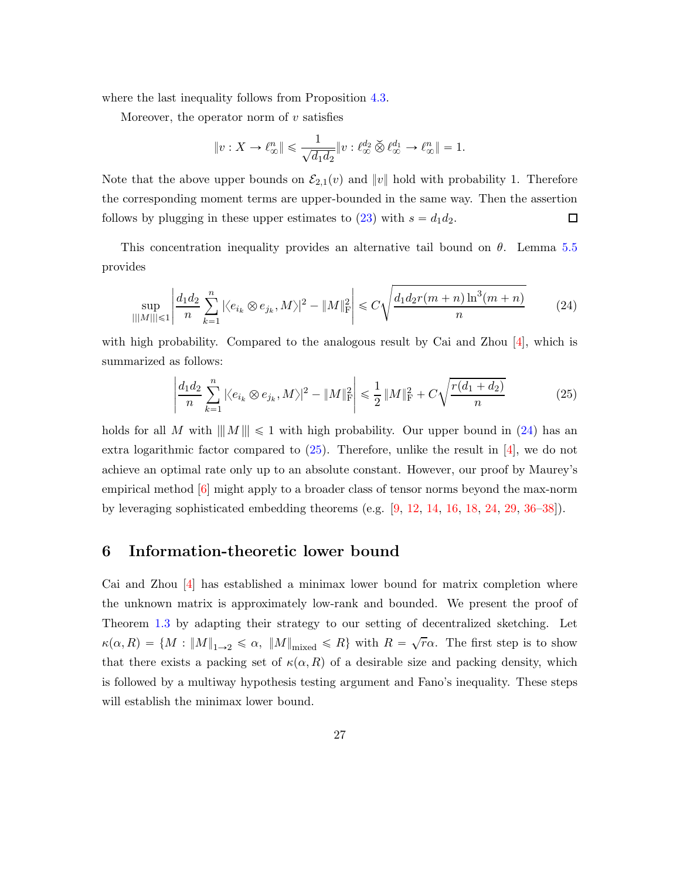where the last inequality follows from Proposition 4.3.

Moreover, the operator norm of $v$ satisfies

$$\|v : X \to \ell_\infty^n\| \leqslant \frac{1}{\sqrt{d_1 d_2}} \|v : \ell_\infty^{d_2} \check{\otimes} \ell_\infty^{d_1} \to \ell_\infty^n\| = 1.$$

Note that the above upper bounds on $\mathcal{E}_{2,1}(v)$ and $\|v\|$ hold with probability 1. Therefore the corresponding moment terms are upper-bounded in the same way. Then the assertion follows by plugging in these upper estimates to (23) with $s = d_1 d_2$. $\square$

This concentration inequality provides an alternative tail bound on $\theta$. Lemma 5.5 provides

$$\sup_{|||M||| \leqslant 1} \left| \frac{d_1 d_2}{n} \sum_{k=1}^n |\langle e_{i_k} \otimes e_{j_k}, M \rangle|^2 - \|M\|_{\mathrm{F}}^2 \right| \leqslant C \sqrt{\frac{d_1 d_2 r (m+n) \ln^3(m+n)}{n}} \tag{24}$$

with high probability. Compared to the analogous result by Cai and Zhou [4], which is summarized as follows:

$$\left| \frac{d_1 d_2}{n} \sum_{k=1}^n |\langle e_{i_k} \otimes e_{j_k}, M \rangle|^2 - \|M\|_{\mathrm{F}}^2 \right| \leqslant \frac{1}{2} \|M\|_{\mathrm{F}}^2 + C \sqrt{\frac{r(d_1 + d_2)}{n}} \tag{25}$$

holds for all $M$ with $|||M||| \leqslant 1$ with high probability. Our upper bound in (24) has an extra logarithmic factor compared to (25). Therefore, unlike the result in [4], we do not achieve an optimal rate only up to an absolute constant. However, our proof by Maurey's empirical method [6] might apply to a broader class of tensor norms beyond the max-norm by leveraging sophisticated embedding theorems (e.g. [9, 12, 14, 16, 18, 24, 29, 36–38]).

## 6 Information-theoretic lower bound

Cai and Zhou [4] has established a minimax lower bound for matrix completion where the unknown matrix is approximately low-rank and bounded. We present the proof of Theorem 1.3 by adapting their strategy to our setting of decentralized sketching. Let $\kappa(\alpha, R) = \{M : \|M\|_{1 \to 2} \leqslant \alpha, \ \|M\|_{\mathrm{mixed}} \leqslant R\}$ with $R = \sqrt{r}\alpha$. The first step is to show that there exists a packing set of $\kappa(\alpha, R)$ of a desirable size and packing density, which is followed by a multiway hypothesis testing argument and Fano's inequality. These steps will establish the minimax lower bound.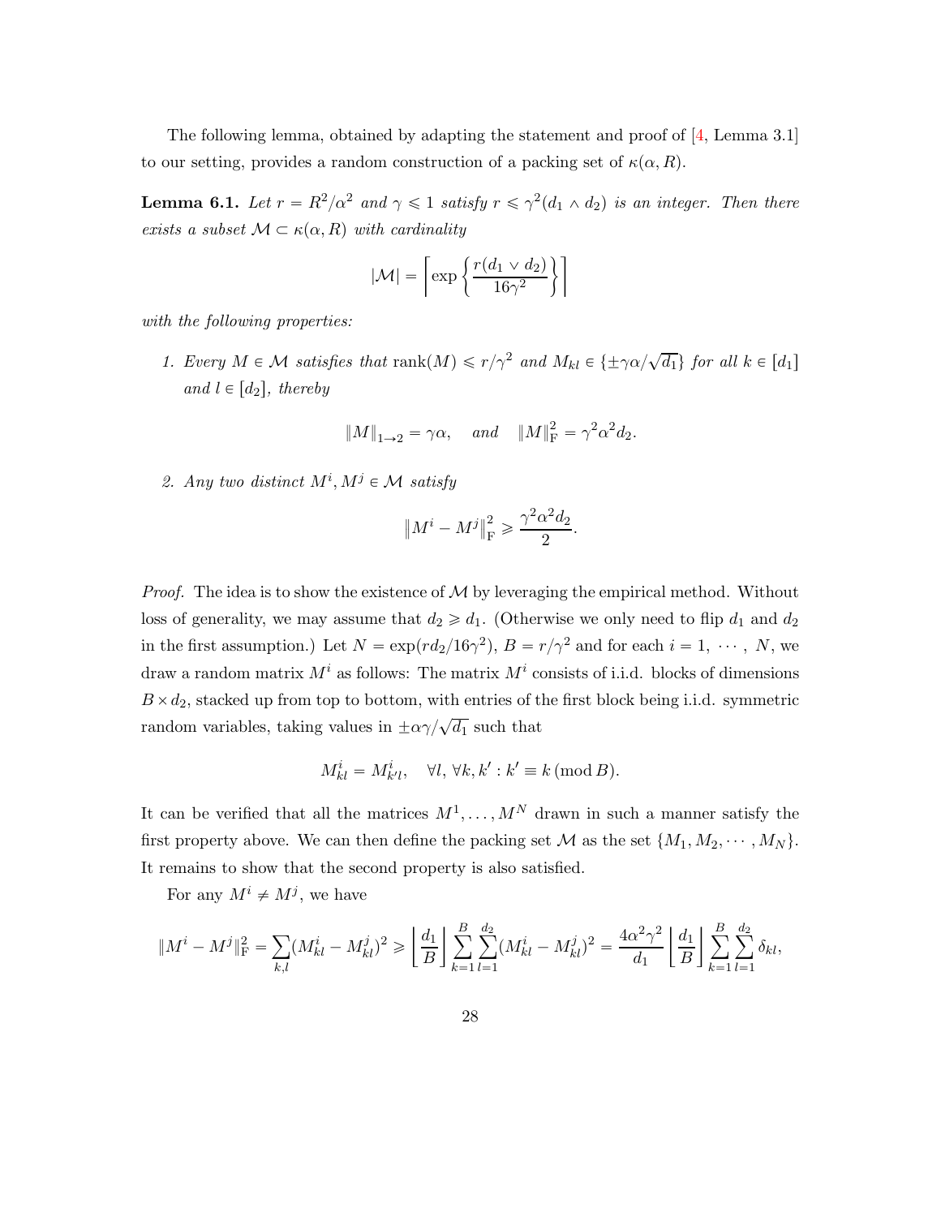The following lemma, obtained by adapting the statement and proof of [4, Lemma 3.1] to our setting, provides a random construction of a packing set of $\kappa(\alpha, R)$.

**Lemma 6.1.** *Let $r = R^2/\alpha^2$ and $\gamma \leqslant 1$ satisfy $r \leqslant \gamma^2(d_1 \wedge d_2)$ is an integer. Then there exists a subset $\mathcal{M} \subset \kappa(\alpha, R)$ with cardinality*

$$|\mathcal{M}| = \left\lceil \exp\left\{ \frac{r(d_1 \vee d_2)}{16\gamma^2} \right\} \right\rceil$$

*with the following properties:*

1. *Every $M \in \mathcal{M}$ satisfies that $\mathrm{rank}(M) \leqslant r/\gamma^2$ and $M_{kl} \in \{\pm \gamma\alpha/\sqrt{d_1}\}$ for all $k \in [d_1]$ and $l \in [d_2]$, thereby*

$$\|M\|_{1\to 2} = \gamma\alpha, \quad \text{and} \quad \|M\|_{\mathrm{F}}^2 = \gamma^2\alpha^2 d_2.$$

2. *Any two distinct $M^i, M^j \in \mathcal{M}$ satisfy*

$$\|M^i - M^j\|_{\mathrm{F}}^2 \geqslant \frac{\gamma^2\alpha^2 d_2}{2}.$$

*Proof.* The idea is to show the existence of $\mathcal{M}$ by leveraging the empirical method. Without loss of generality, we may assume that $d_2 \geqslant d_1$. (Otherwise we only need to flip $d_1$ and $d_2$ in the first assumption.) Let $N = \exp(rd_2/16\gamma^2)$, $B = r/\gamma^2$ and for each $i = 1, \cdots, N$, we draw a random matrix $M^i$ as follows: The matrix $M^i$ consists of i.i.d. blocks of dimensions $B \times d_2$, stacked up from top to bottom, with entries of the first block being i.i.d. symmetric random variables, taking values in $\pm\alpha\gamma/\sqrt{d_1}$ such that

$$M_{kl}^i = M_{k'l}^i, \quad \forall l, \, \forall k, k' : k' \equiv k \,(\mathrm{mod}\, B).$$

It can be verified that all the matrices $M^1, \ldots, M^N$ drawn in such a manner satisfy the first property above. We can then define the packing set $\mathcal{M}$ as the set $\{M_1, M_2, \cdots, M_N\}$. It remains to show that the second property is also satisfied.

For any $M^i \neq M^j$, we have

$$\|M^i - M^j\|_{\mathrm{F}}^2 = \sum_{k,l}(M_{kl}^i - M_{kl}^j)^2 \geqslant \left\lfloor \frac{d_1}{B} \right\rfloor \sum_{k=1}^{B}\sum_{l=1}^{d_2}(M_{kl}^i - M_{kl}^j)^2 = \frac{4\alpha^2\gamma^2}{d_1}\left\lfloor \frac{d_1}{B} \right\rfloor \sum_{k=1}^{B}\sum_{l=1}^{d_2}\delta_{kl},$$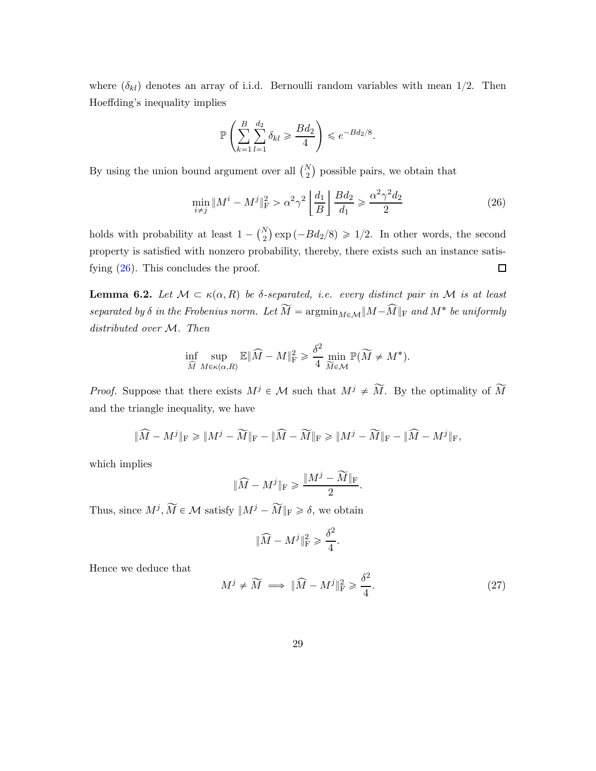where $(\delta_{kl})$ denotes an array of i.i.d. Bernoulli random variables with mean 1/2. Then Hoeffding's inequality implies

$$\mathbb{P}\left(\sum_{k=1}^{B}\sum_{l=1}^{d_2}\delta_{kl} \geqslant \frac{Bd_2}{4}\right) \leqslant e^{-Bd_2/8}.$$

By using the union bound argument over all $\binom{N}{2}$ possible pairs, we obtain that

$$\min_{i \neq j} \|M^i - M^j\|_{\mathrm{F}}^2 > \alpha^2\gamma^2 \left\lfloor \frac{d_1}{B} \right\rfloor \frac{Bd_2}{d_1} \geqslant \frac{\alpha^2\gamma^2 d_2}{2} \tag{26}$$

holds with probability at least $1 - \binom{N}{2}\exp\left(-Bd_2/8\right) \geqslant 1/2$. In other words, the second property is satisfied with nonzero probability, thereby, there exists such an instance satisfying (26). This concludes the proof. $\square$

**Lemma 6.2.** *Let $\mathcal{M} \subset \kappa(\alpha, R)$ be $\delta$-separated, i.e. every distinct pair in $\mathcal{M}$ is at least separated by $\delta$ in the Frobenius norm. Let $\widetilde{M} = \operatorname{argmin}_{M \in \mathcal{M}} \|M - \widehat{M}\|_{\mathrm{F}}$ and $M^*$ be uniformly distributed over $\mathcal{M}$. Then*

$$\inf_{\widehat{M}} \sup_{M \in \kappa(\alpha, R)} \mathbb{E}\|\widehat{M} - M\|_{\mathrm{F}}^2 \geqslant \frac{\delta^2}{4} \min_{\widetilde{M} \in \mathcal{M}} \mathbb{P}(\widetilde{M} \neq M^*).$$

*Proof.* Suppose that there exists $M^j \in \mathcal{M}$ such that $M^j \neq \widetilde{M}$. By the optimality of $\widetilde{M}$ and the triangle inequality, we have

$$\|\widehat{M} - M^j\|_{\mathrm{F}} \geqslant \|M^j - \widetilde{M}\|_{\mathrm{F}} - \|\widehat{M} - \widetilde{M}\|_{\mathrm{F}} \geqslant \|M^j - \widetilde{M}\|_{\mathrm{F}} - \|\widehat{M} - M^j\|_{\mathrm{F}},$$

which implies

$$\|\widehat{M} - M^j\|_{\mathrm{F}} \geqslant \frac{\|M^j - \widetilde{M}\|_{\mathrm{F}}}{2}.$$

Thus, since $M^j, \widetilde{M} \in \mathcal{M}$ satisfy $\|M^j - \widetilde{M}\|_{\mathrm{F}} \geqslant \delta$, we obtain

$$\|\widehat{M} - M^j\|_{\mathrm{F}}^2 \geqslant \frac{\delta^2}{4}.$$

Hence we deduce that

$$M^j \neq \widetilde{M} \implies \|\widehat{M} - M^j\|_{\mathrm{F}}^2 \geqslant \frac{\delta^2}{4}. \tag{27}$$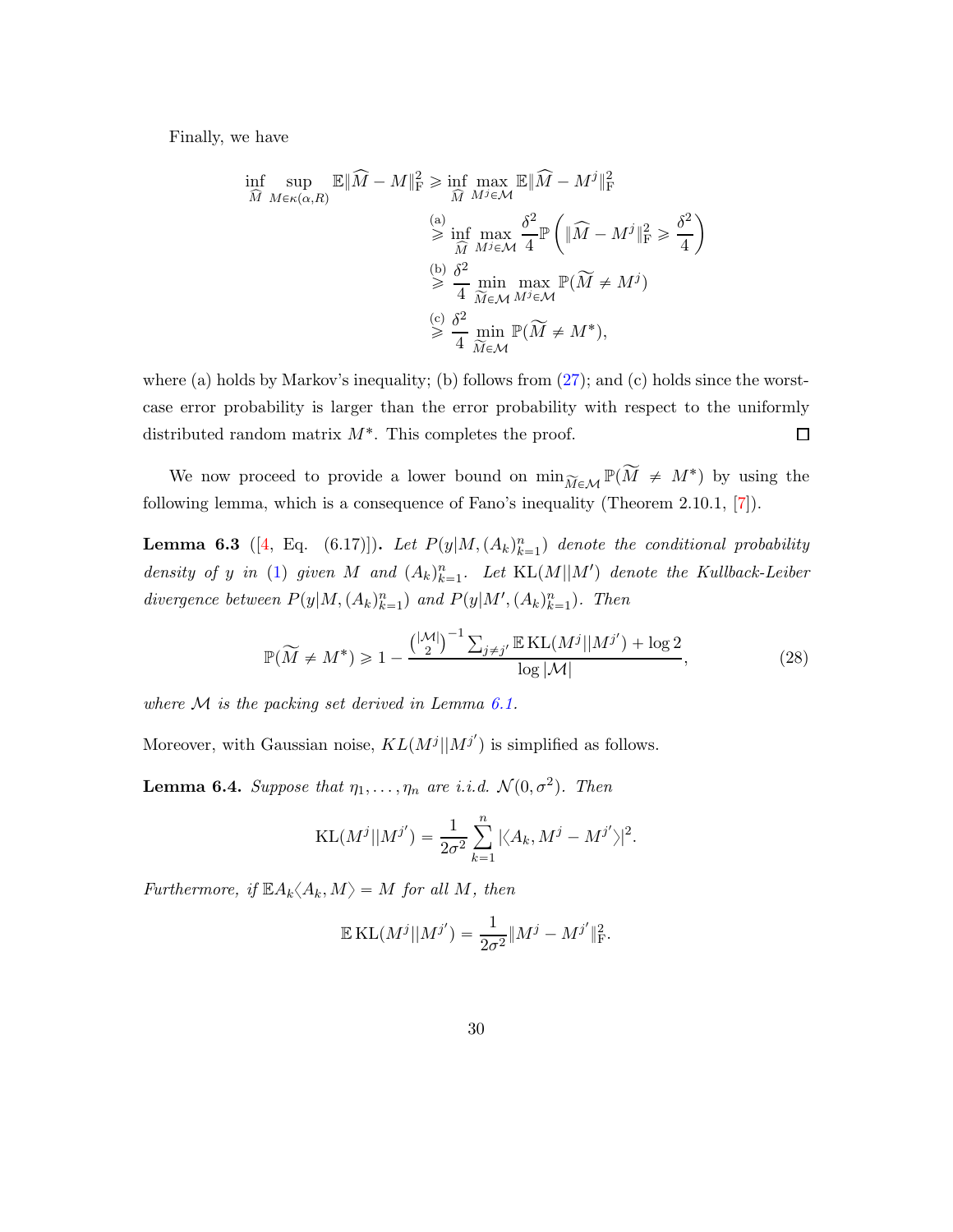Finally, we have

$$
\begin{aligned}
\inf_{\widehat{M}} \sup_{M \in \kappa(\alpha, R)} \mathbb{E}\|\widehat{M} - M\|_{\mathrm{F}}^2 &\geqslant \inf_{\widehat{M}} \max_{M^j \in \mathcal{M}} \mathbb{E}\|\widehat{M} - M^j\|_{\mathrm{F}}^2 \\
&\overset{\text{(a)}}{\geqslant} \inf_{\widehat{M}} \max_{M^j \in \mathcal{M}} \frac{\delta^2}{4} \mathbb{P}\left( \|\widehat{M} - M^j\|_{\mathrm{F}}^2 \geqslant \frac{\delta^2}{4} \right) \\
&\overset{\text{(b)}}{\geqslant} \frac{\delta^2}{4} \min_{\widetilde{M} \in \mathcal{M}} \max_{M^j \in \mathcal{M}} \mathbb{P}(\widetilde{M} \neq M^j) \\
&\overset{\text{(c)}}{\geqslant} \frac{\delta^2}{4} \min_{\widetilde{M} \in \mathcal{M}} \mathbb{P}(\widetilde{M} \neq M^*),
\end{aligned}
$$

where (a) holds by Markov's inequality; (b) follows from (27); and (c) holds since the worst-case error probability is larger than the error probability with respect to the uniformly distributed random matrix $M^*$. This completes the proof. ◻

We now proceed to provide a lower bound on $\min_{\widetilde{M} \in \mathcal{M}} \mathbb{P}(\widetilde{M} \neq M^*)$ by using the following lemma, which is a consequence of Fano's inequality (Theorem 2.10.1, [7]).

**Lemma 6.3** ([4, Eq. (6.17)])**.** *Let $P(y|M, (A_k)_{k=1}^n)$ denote the conditional probability density of $y$ in (1) given $M$ and $(A_k)_{k=1}^n$. Let $\mathrm{KL}(M||M')$ denote the Kullback-Leiber divergence between $P(y|M, (A_k)_{k=1}^n)$ and $P(y|M', (A_k)_{k=1}^n)$. Then*

$$
\mathbb{P}(\widetilde{M} \neq M^*) \geqslant 1 - \frac{\binom{|\mathcal{M}|}{2}^{-1} \sum_{j \neq j'} \mathbb{E}\,\mathrm{KL}(M^j||M^{j'}) + \log 2}{\log |\mathcal{M}|}, \tag{28}
$$

*where $\mathcal{M}$ is the packing set derived in Lemma 6.1.*

Moreover, with Gaussian noise, $KL(M^j||M^{j'})$ is simplified as follows.

**Lemma 6.4.** *Suppose that $\eta_1, \dots, \eta_n$ are i.i.d. $\mathcal{N}(0, \sigma^2)$. Then*

$$
\mathrm{KL}(M^j||M^{j'}) = \frac{1}{2\sigma^2} \sum_{k=1}^n |\langle A_k, M^j - M^{j'} \rangle|^2.
$$

*Furthermore, if $\mathbb{E} A_k \langle A_k, M \rangle = M$ for all $M$, then*

$$
\mathbb{E}\,\mathrm{KL}(M^j||M^{j'}) = \frac{1}{2\sigma^2} \|M^j - M^{j'}\|_{\mathrm{F}}^2.
$$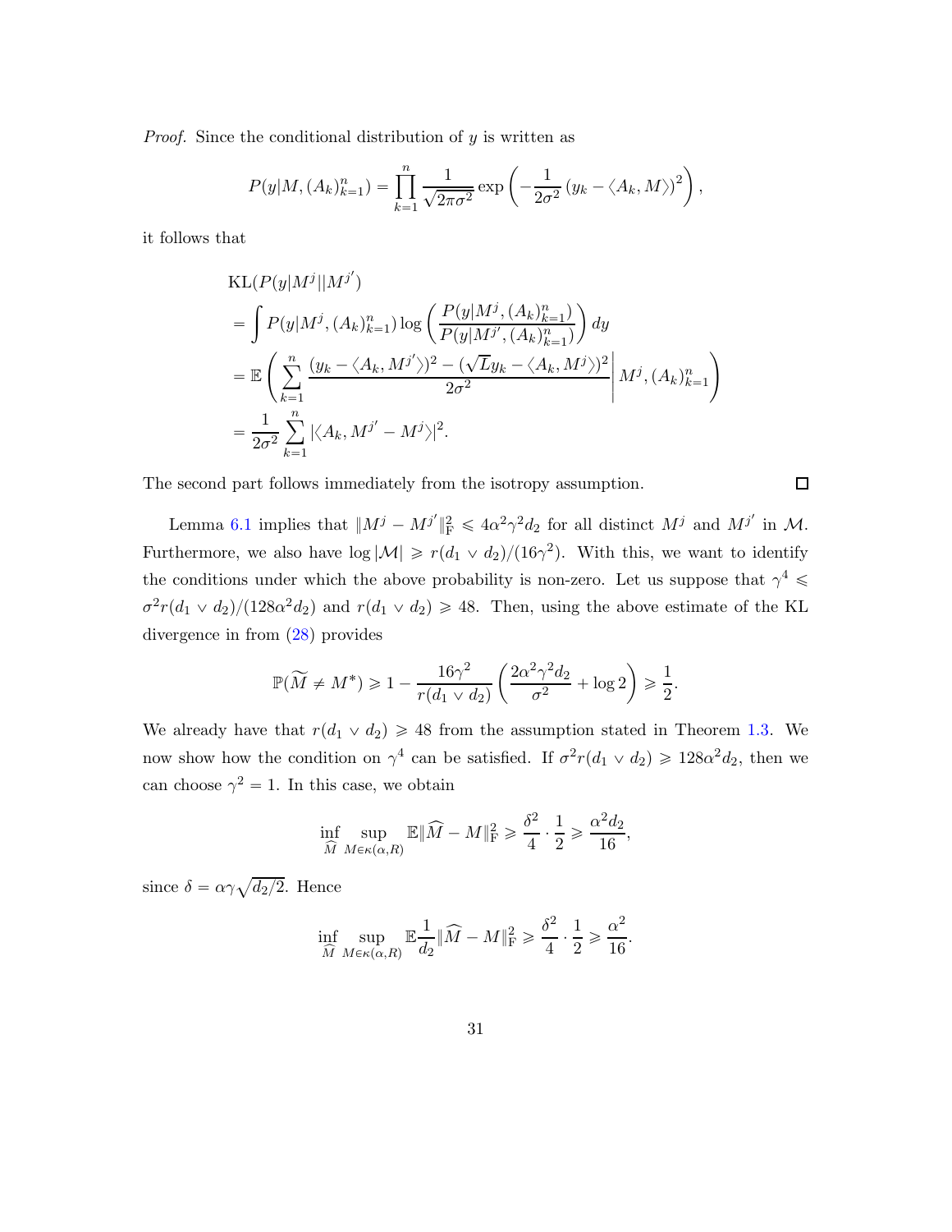*Proof.* Since the conditional distribution of $y$ is written as

$$P(y|M,(A_k)_{k=1}^n) = \prod_{k=1}^n \frac{1}{\sqrt{2\pi\sigma^2}} \exp\left(-\frac{1}{2\sigma^2}\left(y_k - \langle A_k, M\rangle\right)^2\right),$$

it follows that

$$\begin{aligned}
&\mathrm{KL}(P(y|M^j||M^{j'}) \\
&= \int P(y|M^j,(A_k)_{k=1}^n) \log\left(\frac{P(y|M^j,(A_k)_{k=1}^n)}{P(y|M^{j'},(A_k)_{k=1}^n)}\right) dy \\
&= \mathbb{E}\left(\sum_{k=1}^n \frac{(y_k - \langle A_k, M^{j'}\rangle)^2 - (\sqrt{L}y_k - \langle A_k, M^j\rangle)^2}{2\sigma^2} \middle| M^j, (A_k)_{k=1}^n\right) \\
&= \frac{1}{2\sigma^2}\sum_{k=1}^n |\langle A_k, M^{j'} - M^j\rangle|^2.
\end{aligned}$$

The second part follows immediately from the isotropy assumption. $\square$

Lemma 6.1 implies that $\|M^j - M^{j'}\|_{\mathrm{F}}^2 \leqslant 4\alpha^2\gamma^2 d_2$ for all distinct $M^j$ and $M^{j'}$ in $\mathcal{M}$. Furthermore, we also have $\log|\mathcal{M}| \geqslant r(d_1 \vee d_2)/(16\gamma^2)$. With this, we want to identify the conditions under which the above probability is non-zero. Let us suppose that $\gamma^4 \leqslant \sigma^2 r(d_1 \vee d_2)/(128\alpha^2 d_2)$ and $r(d_1 \vee d_2) \geqslant 48$. Then, using the above estimate of the KL divergence in from (28) provides

$$\mathbb{P}(\widetilde{M} \neq M^*) \geqslant 1 - \frac{16\gamma^2}{r(d_1 \vee d_2)}\left(\frac{2\alpha^2\gamma^2 d_2}{\sigma^2} + \log 2\right) \geqslant \frac{1}{2}.$$

We already have that $r(d_1 \vee d_2) \geqslant 48$ from the assumption stated in Theorem 1.3. We now show how the condition on $\gamma^4$ can be satisfied. If $\sigma^2 r(d_1 \vee d_2) \geqslant 128\alpha^2 d_2$, then we can choose $\gamma^2 = 1$. In this case, we obtain

$$\inf_{\widehat{M}} \sup_{M \in \kappa(\alpha,R)} \mathbb{E}\|\widehat{M} - M\|_{\mathrm{F}}^2 \geqslant \frac{\delta^2}{4}\cdot\frac{1}{2} \geqslant \frac{\alpha^2 d_2}{16},$$

since $\delta = \alpha\gamma\sqrt{d_2/2}$. Hence

$$\inf_{\widehat{M}} \sup_{M \in \kappa(\alpha,R)} \mathbb{E}\frac{1}{d_2}\|\widehat{M} - M\|_{\mathrm{F}}^2 \geqslant \frac{\delta^2}{4}\cdot\frac{1}{2} \geqslant \frac{\alpha^2}{16}.$$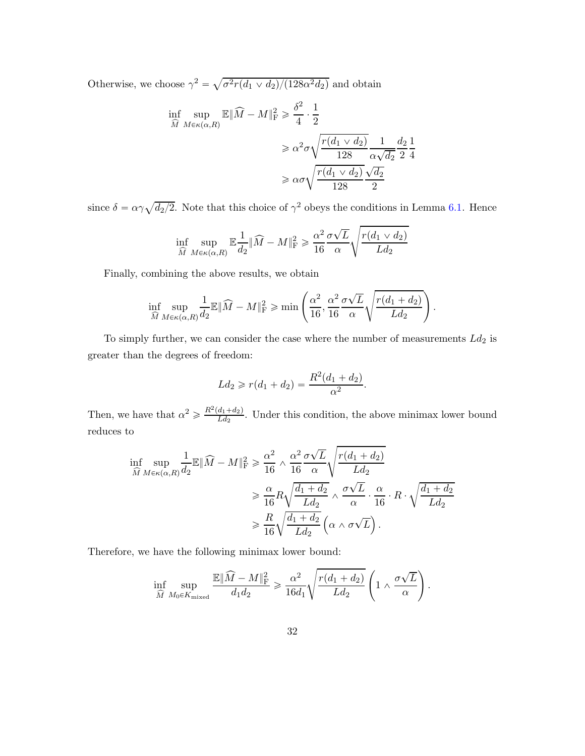Otherwise, we choose $\gamma^2 = \sqrt{\sigma^2 r(d_1 \vee d_2)/(128\alpha^2 d_2)}$ and obtain

$$
\begin{aligned}
\inf_{\widehat{M}} \sup_{M \in \kappa(\alpha, R)} \mathbb{E}\|\widehat{M} - M\|_{\mathrm{F}}^2 &\geqslant \frac{\delta^2}{4} \cdot \frac{1}{2} \\
&\geqslant \alpha^2 \sigma \sqrt{\frac{r(d_1 \vee d_2)}{128}} \frac{1}{\alpha\sqrt{d_2}} \frac{d_2}{2} \frac{1}{4} \\
&\geqslant \alpha\sigma \sqrt{\frac{r(d_1 \vee d_2)}{128}} \frac{\sqrt{d_2}}{2}
\end{aligned}
$$

since $\delta = \alpha\gamma\sqrt{d_2/2}$. Note that this choice of $\gamma^2$ obeys the conditions in Lemma 6.1. Hence

$$
\inf_{\widehat{M}} \sup_{M \in \kappa(\alpha, R)} \mathbb{E}\frac{1}{d_2}\|\widehat{M} - M\|_{\mathrm{F}}^2 \geqslant \frac{\alpha^2}{16} \frac{\sigma\sqrt{L}}{\alpha} \sqrt{\frac{r(d_1 \vee d_2)}{L d_2}}
$$

Finally, combining the above results, we obtain

$$
\inf_{\widehat{M}} \sup_{M \in \kappa(\alpha, R)} \frac{1}{d_2}\mathbb{E}\|\widehat{M} - M\|_{\mathrm{F}}^2 \geqslant \min\left(\frac{\alpha^2}{16}, \frac{\alpha^2}{16} \frac{\sigma\sqrt{L}}{\alpha} \sqrt{\frac{r(d_1 + d_2)}{L d_2}}\right).
$$

To simply further, we can consider the case where the number of measurements $Ld_2$ is greater than the degrees of freedom:

$$
L d_2 \geqslant r(d_1 + d_2) = \frac{R^2(d_1 + d_2)}{\alpha^2}.
$$

Then, we have that $\alpha^2 \geqslant \frac{R^2(d_1+d_2)}{Ld_2}$. Under this condition, the above minimax lower bound reduces to

$$
\begin{aligned}
\inf_{\widehat{M}} \sup_{M \in \kappa(\alpha, R)} \frac{1}{d_2}\mathbb{E}\|\widehat{M} - M\|_{\mathrm{F}}^2 &\geqslant \frac{\alpha^2}{16} \wedge \frac{\alpha^2}{16} \frac{\sigma\sqrt{L}}{\alpha} \sqrt{\frac{r(d_1 + d_2)}{L d_2}} \\
&\geqslant \frac{\alpha}{16} R \sqrt{\frac{d_1 + d_2}{L d_2}} \wedge \frac{\sigma\sqrt{L}}{\alpha} \cdot \frac{\alpha}{16} \cdot R \cdot \sqrt{\frac{d_1 + d_2}{L d_2}} \\
&\geqslant \frac{R}{16} \sqrt{\frac{d_1 + d_2}{L d_2}} \left(\alpha \wedge \sigma\sqrt{L}\right).
\end{aligned}
$$

Therefore, we have the following minimax lower bound:

$$
\inf_{\widehat{M}} \sup_{M_0 \in K_{\mathrm{mixed}}} \frac{\mathbb{E}\|\widehat{M} - M\|_{\mathrm{F}}^2}{d_1 d_2} \geqslant \frac{\alpha^2}{16 d_1} \sqrt{\frac{r(d_1 + d_2)}{L d_2}} \left(1 \wedge \frac{\sigma\sqrt{L}}{\alpha}\right).
$$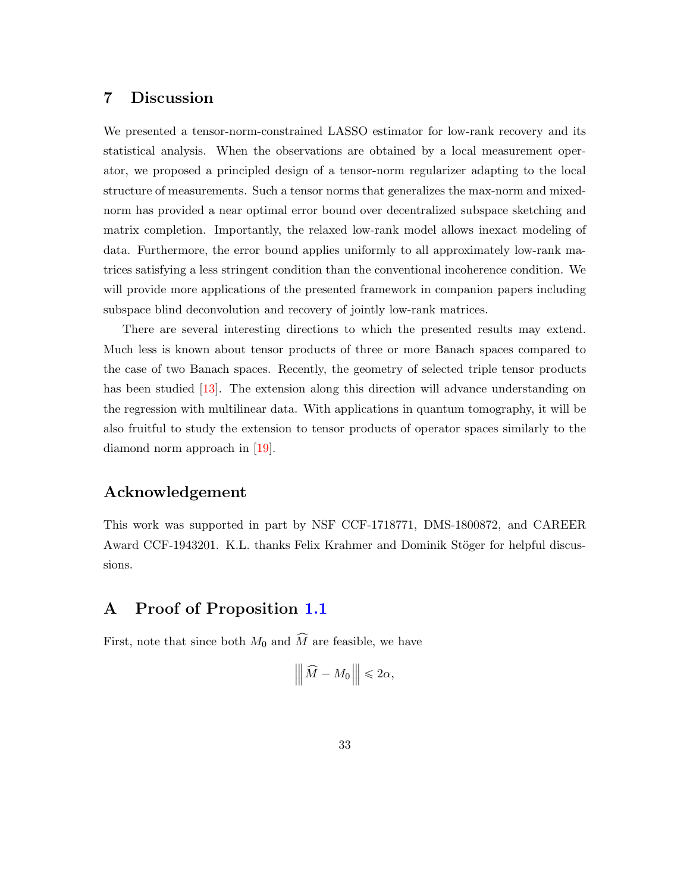## 7 Discussion

We presented a tensor-norm-constrained LASSO estimator for low-rank recovery and its statistical analysis. When the observations are obtained by a local measurement operator, we proposed a principled design of a tensor-norm regularizer adapting to the local structure of measurements. Such a tensor norms that generalizes the max-norm and mixed-norm has provided a near optimal error bound over decentralized subspace sketching and matrix completion. Importantly, the relaxed low-rank model allows inexact modeling of data. Furthermore, the error bound applies uniformly to all approximately low-rank matrices satisfying a less stringent condition than the conventional incoherence condition. We will provide more applications of the presented framework in companion papers including subspace blind deconvolution and recovery of jointly low-rank matrices.

There are several interesting directions to which the presented results may extend. Much less is known about tensor products of three or more Banach spaces compared to the case of two Banach spaces. Recently, the geometry of selected triple tensor products has been studied [13]. The extension along this direction will advance understanding on the regression with multilinear data. With applications in quantum tomography, it will be also fruitful to study the extension to tensor products of operator spaces similarly to the diamond norm approach in [19].

## Acknowledgement

This work was supported in part by NSF CCF-1718771, DMS-1800872, and CAREER Award CCF-1943201. K.L. thanks Felix Krahmer and Dominik Stöger for helpful discussions.

## A Proof of Proposition 1.1

First, note that since both $M_0$ and $\widehat{M}$ are feasible, we have

$$\left\|\left\| \widehat{M} - M_0 \right\|\right\| \leqslant 2\alpha,$$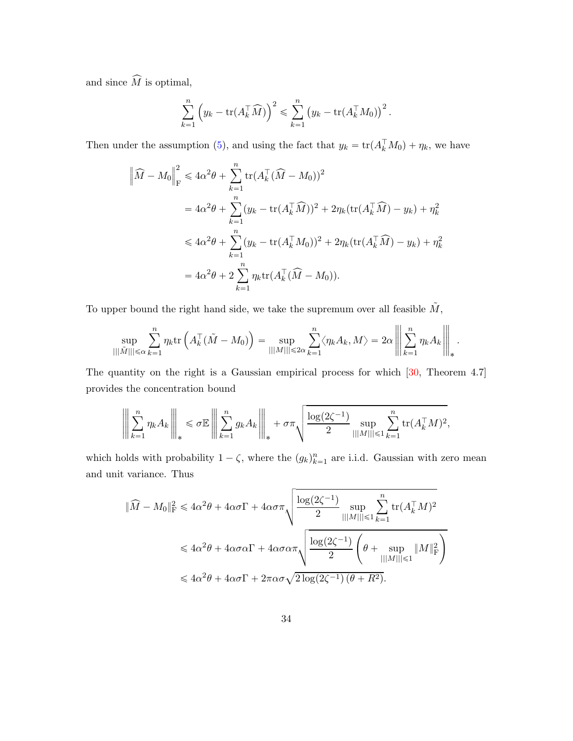and since $\widehat{M}$ is optimal,

$$
\sum_{k=1}^{n} \left( y_k - \operatorname{tr}(A_k^\top \widehat{M}) \right)^2 \leqslant \sum_{k=1}^{n} \left( y_k - \operatorname{tr}(A_k^\top M_0) \right)^2 .
$$

Then under the assumption (5), and using the fact that $y_k = \operatorname{tr}(A_k^\top M_0) + \eta_k$, we have

$$
\begin{aligned}
\left\| \widehat{M} - M_0 \right\|_{\mathrm{F}}^2 &\leqslant 4\alpha^2\theta + \sum_{k=1}^{n} \operatorname{tr}(A_k^\top (\widehat{M} - M_0))^2 \\
&= 4\alpha^2\theta + \sum_{k=1}^{n} (y_k - \operatorname{tr}(A_k^\top \widehat{M}))^2 + 2\eta_k(\operatorname{tr}(A_k^\top \widehat{M}) - y_k) + \eta_k^2 \\
&\leqslant 4\alpha^2\theta + \sum_{k=1}^{n} (y_k - \operatorname{tr}(A_k^\top M_0))^2 + 2\eta_k(\operatorname{tr}(A_k^\top \widehat{M}) - y_k) + \eta_k^2 \\
&= 4\alpha^2\theta + 2\sum_{k=1}^{n} \eta_k \operatorname{tr}(A_k^\top (\widehat{M} - M_0)).
\end{aligned}
$$

To upper bound the right hand side, we take the supremum over all feasible $\tilde{M}$,

$$
\sup_{|||\tilde{M}||| \leqslant \alpha} \sum_{k=1}^{n} \eta_k \operatorname{tr}\left( A_k^\top (\tilde{M} - M_0) \right) = \sup_{|||M||| \leqslant 2\alpha} \sum_{k=1}^{n} \langle \eta_k A_k, M \rangle = 2\alpha \left|\left|\left| \sum_{k=1}^{n} \eta_k A_k \right|\right|\right|_* .
$$

The quantity on the right is a Gaussian empirical process for which [30, Theorem 4.7] provides the concentration bound

$$
\left|\left|\left| \sum_{k=1}^{n} \eta_k A_k \right|\right|\right|_* \leqslant \sigma \mathbb{E} \left|\left|\left| \sum_{k=1}^{n} g_k A_k \right|\right|\right|_* + \sigma\pi \sqrt{\frac{\log(2\zeta^{-1})}{2} \sup_{|||M||| \leqslant 1} \sum_{k=1}^{n} \operatorname{tr}(A_k^\top M)^2},
$$

which holds with probability $1 - \zeta$, where the $(g_k)_{k=1}^n$ are i.i.d. Gaussian with zero mean and unit variance. Thus

$$
\begin{aligned}
\|\widehat{M} - M_0\|_{\mathrm{F}}^2 &\leqslant 4\alpha^2\theta + 4\alpha\sigma\Gamma + 4\alpha\sigma\pi \sqrt{\frac{\log(2\zeta^{-1})}{2} \sup_{|||M||| \leqslant 1} \sum_{k=1}^{n} \operatorname{tr}(A_k^\top M)^2} \\
&\leqslant 4\alpha^2\theta + 4\alpha\sigma\alpha\Gamma + 4\alpha\sigma\alpha\pi \sqrt{\frac{\log(2\zeta^{-1})}{2} \left( \theta + \sup_{|||M||| \leqslant 1} \|M\|_{\mathrm{F}}^2 \right)} \\
&\leqslant 4\alpha^2\theta + 4\alpha\sigma\Gamma + 2\pi\alpha\sigma \sqrt{2\log(2\zeta^{-1})\,(\theta + R^2)}.
\end{aligned}
$$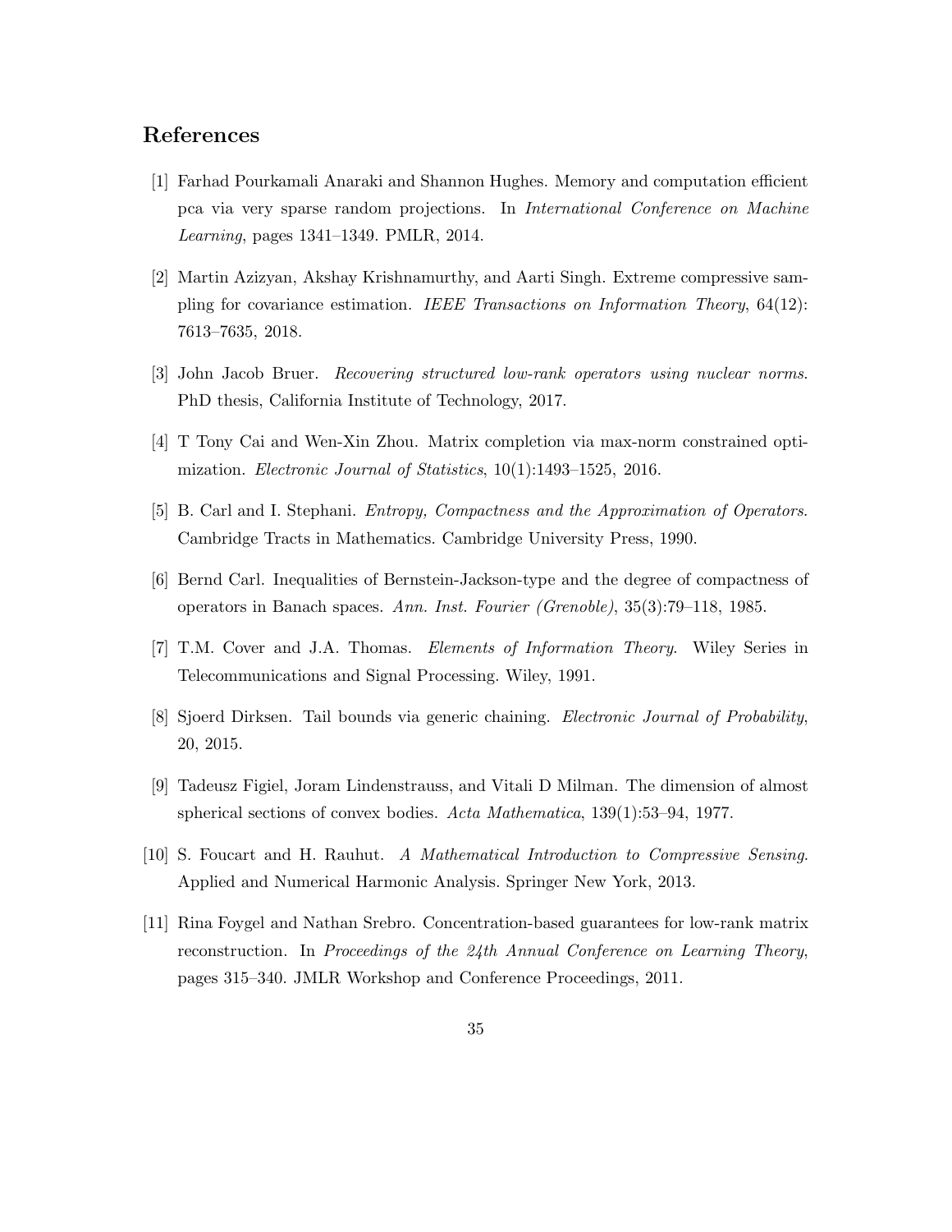## References

[1] Farhad Pourkamali Anaraki and Shannon Hughes. Memory and computation efficient pca via very sparse random projections. In *International Conference on Machine Learning*, pages 1341–1349. PMLR, 2014.

[2] Martin Azizyan, Akshay Krishnamurthy, and Aarti Singh. Extreme compressive sampling for covariance estimation. *IEEE Transactions on Information Theory*, 64(12): 7613–7635, 2018.

[3] John Jacob Bruer. *Recovering structured low-rank operators using nuclear norms*. PhD thesis, California Institute of Technology, 2017.

[4] T Tony Cai and Wen-Xin Zhou. Matrix completion via max-norm constrained optimization. *Electronic Journal of Statistics*, 10(1):1493–1525, 2016.

[5] B. Carl and I. Stephani. *Entropy, Compactness and the Approximation of Operators*. Cambridge Tracts in Mathematics. Cambridge University Press, 1990.

[6] Bernd Carl. Inequalities of Bernstein-Jackson-type and the degree of compactness of operators in Banach spaces. *Ann. Inst. Fourier (Grenoble)*, 35(3):79–118, 1985.

[7] T.M. Cover and J.A. Thomas. *Elements of Information Theory*. Wiley Series in Telecommunications and Signal Processing. Wiley, 1991.

[8] Sjoerd Dirksen. Tail bounds via generic chaining. *Electronic Journal of Probability*, 20, 2015.

[9] Tadeusz Figiel, Joram Lindenstrauss, and Vitali D Milman. The dimension of almost spherical sections of convex bodies. *Acta Mathematica*, 139(1):53–94, 1977.

[10] S. Foucart and H. Rauhut. *A Mathematical Introduction to Compressive Sensing*. Applied and Numerical Harmonic Analysis. Springer New York, 2013.

[11] Rina Foygel and Nathan Srebro. Concentration-based guarantees for low-rank matrix reconstruction. In *Proceedings of the 24th Annual Conference on Learning Theory*, pages 315–340. JMLR Workshop and Conference Proceedings, 2011.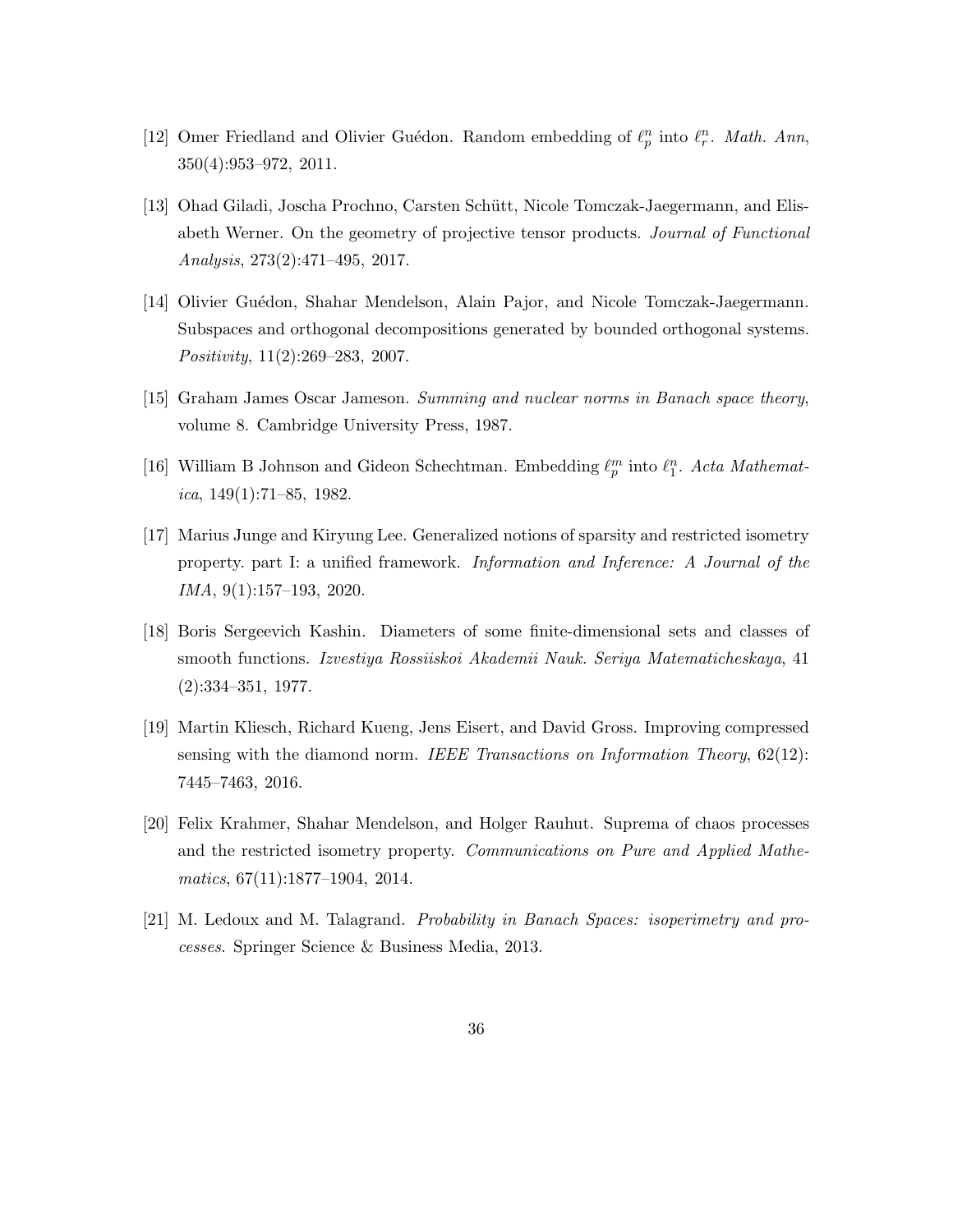[12] Omer Friedland and Olivier Guédon. Random embedding of $\ell_p^n$ into $\ell_r^n$. *Math. Ann*, 350(4):953–972, 2011.

[13] Ohad Giladi, Joscha Prochno, Carsten Schütt, Nicole Tomczak-Jaegermann, and Elisabeth Werner. On the geometry of projective tensor products. *Journal of Functional Analysis*, 273(2):471–495, 2017.

[14] Olivier Guédon, Shahar Mendelson, Alain Pajor, and Nicole Tomczak-Jaegermann. Subspaces and orthogonal decompositions generated by bounded orthogonal systems. *Positivity*, 11(2):269–283, 2007.

[15] Graham James Oscar Jameson. *Summing and nuclear norms in Banach space theory*, volume 8. Cambridge University Press, 1987.

[16] William B Johnson and Gideon Schechtman. Embedding $\ell_p^m$ into $\ell_1^n$. *Acta Mathematica*, 149(1):71–85, 1982.

[17] Marius Junge and Kiryung Lee. Generalized notions of sparsity and restricted isometry property. part I: a unified framework. *Information and Inference: A Journal of the IMA*, 9(1):157–193, 2020.

[18] Boris Sergeevich Kashin. Diameters of some finite-dimensional sets and classes of smooth functions. *Izvestiya Rossiiskoi Akademii Nauk. Seriya Matematicheskaya*, 41 (2):334–351, 1977.

[19] Martin Kliesch, Richard Kueng, Jens Eisert, and David Gross. Improving compressed sensing with the diamond norm. *IEEE Transactions on Information Theory*, 62(12): 7445–7463, 2016.

[20] Felix Krahmer, Shahar Mendelson, and Holger Rauhut. Suprema of chaos processes and the restricted isometry property. *Communications on Pure and Applied Mathematics*, 67(11):1877–1904, 2014.

[21] M. Ledoux and M. Talagrand. *Probability in Banach Spaces: isoperimetry and processes*. Springer Science & Business Media, 2013.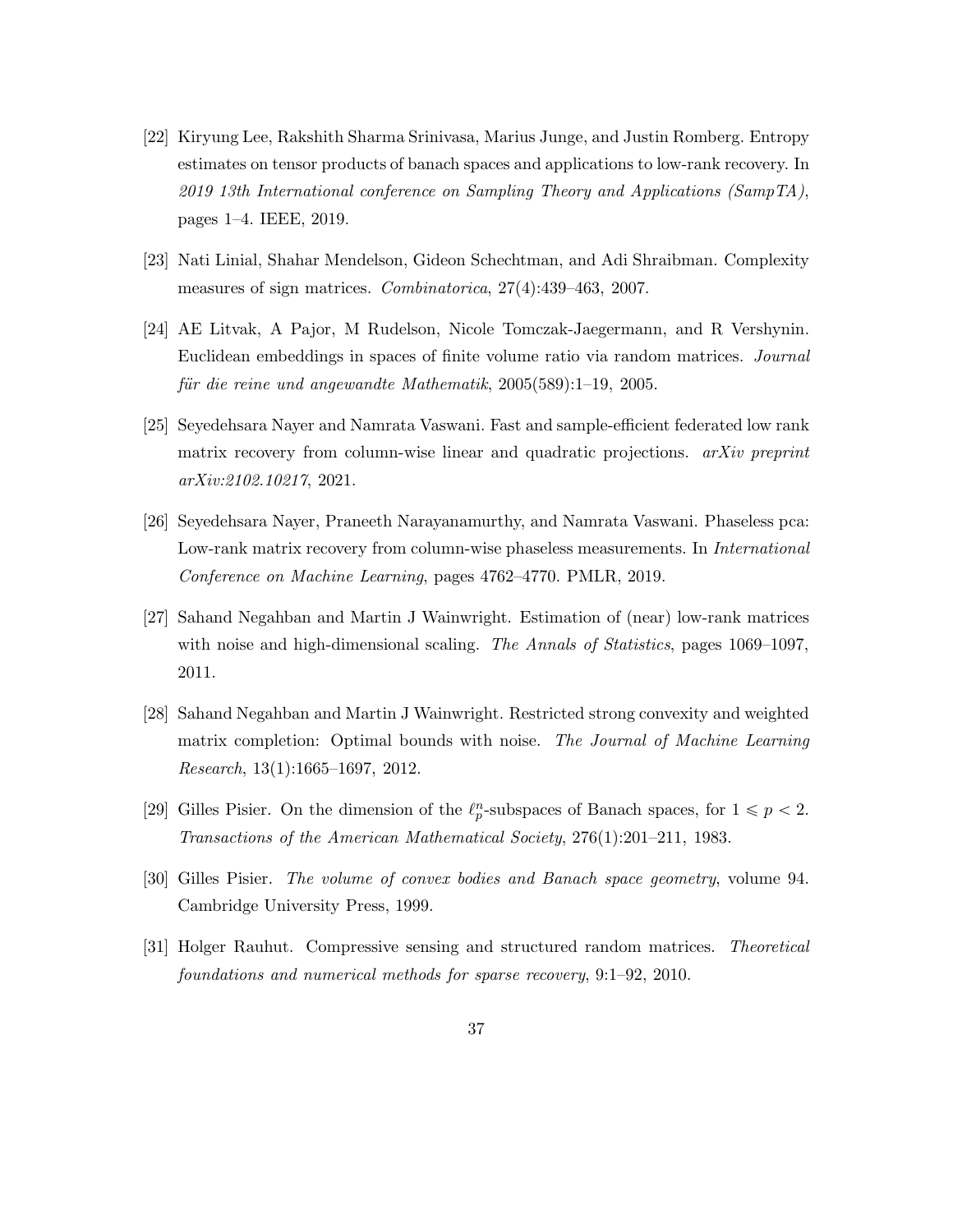[22] Kiryung Lee, Rakshith Sharma Srinivasa, Marius Junge, and Justin Romberg. Entropy estimates on tensor products of banach spaces and applications to low-rank recovery. In *2019 13th International conference on Sampling Theory and Applications (SampTA)*, pages 1–4. IEEE, 2019.

[23] Nati Linial, Shahar Mendelson, Gideon Schechtman, and Adi Shraibman. Complexity measures of sign matrices. *Combinatorica*, 27(4):439–463, 2007.

[24] AE Litvak, A Pajor, M Rudelson, Nicole Tomczak-Jaegermann, and R Vershynin. Euclidean embeddings in spaces of finite volume ratio via random matrices. *Journal für die reine und angewandte Mathematik*, 2005(589):1–19, 2005.

[25] Seyedehsara Nayer and Namrata Vaswani. Fast and sample-efficient federated low rank matrix recovery from column-wise linear and quadratic projections. *arXiv preprint arXiv:2102.10217*, 2021.

[26] Seyedehsara Nayer, Praneeth Narayanamurthy, and Namrata Vaswani. Phaseless pca: Low-rank matrix recovery from column-wise phaseless measurements. In *International Conference on Machine Learning*, pages 4762–4770. PMLR, 2019.

[27] Sahand Negahban and Martin J Wainwright. Estimation of (near) low-rank matrices with noise and high-dimensional scaling. *The Annals of Statistics*, pages 1069–1097, 2011.

[28] Sahand Negahban and Martin J Wainwright. Restricted strong convexity and weighted matrix completion: Optimal bounds with noise. *The Journal of Machine Learning Research*, 13(1):1665–1697, 2012.

[29] Gilles Pisier. On the dimension of the $\ell_p^n$-subspaces of Banach spaces, for $1 \leqslant p < 2$. *Transactions of the American Mathematical Society*, 276(1):201–211, 1983.

[30] Gilles Pisier. *The volume of convex bodies and Banach space geometry*, volume 94. Cambridge University Press, 1999.

[31] Holger Rauhut. Compressive sensing and structured random matrices. *Theoretical foundations and numerical methods for sparse recovery*, 9:1–92, 2010.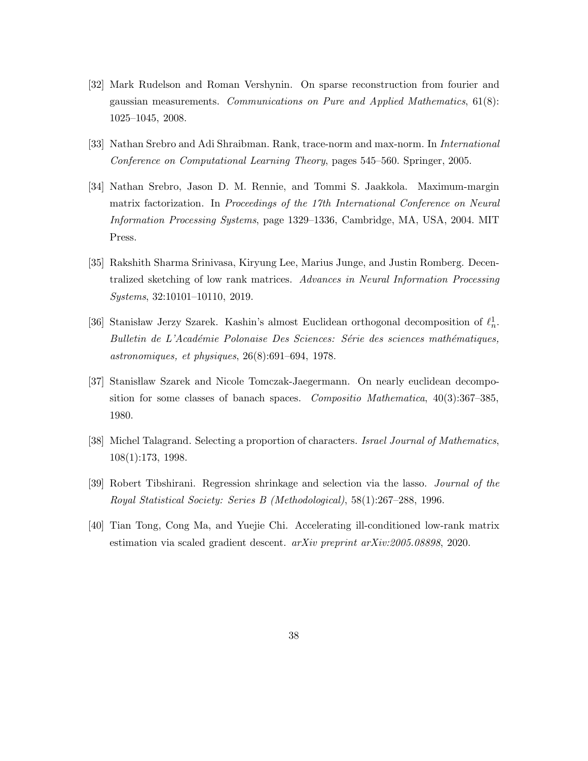[32] Mark Rudelson and Roman Vershynin. On sparse reconstruction from fourier and gaussian measurements. *Communications on Pure and Applied Mathematics*, 61(8): 1025–1045, 2008.

[33] Nathan Srebro and Adi Shraibman. Rank, trace-norm and max-norm. In *International Conference on Computational Learning Theory*, pages 545–560. Springer, 2005.

[34] Nathan Srebro, Jason D. M. Rennie, and Tommi S. Jaakkola. Maximum-margin matrix factorization. In *Proceedings of the 17th International Conference on Neural Information Processing Systems*, page 1329–1336, Cambridge, MA, USA, 2004. MIT Press.

[35] Rakshith Sharma Srinivasa, Kiryung Lee, Marius Junge, and Justin Romberg. Decentralized sketching of low rank matrices. *Advances in Neural Information Processing Systems*, 32:10101–10110, 2019.

[36] Stanisław Jerzy Szarek. Kashin's almost Euclidean orthogonal decomposition of $\ell_n^1$. *Bulletin de L'Académie Polonaise Des Sciences: Série des sciences mathématiques, astronomiques, et physiques*, 26(8):691–694, 1978.

[37] Stanisłlaw Szarek and Nicole Tomczak-Jaegermann. On nearly euclidean decomposition for some classes of banach spaces. *Compositio Mathematica*, 40(3):367–385, 1980.

[38] Michel Talagrand. Selecting a proportion of characters. *Israel Journal of Mathematics*, 108(1):173, 1998.

[39] Robert Tibshirani. Regression shrinkage and selection via the lasso. *Journal of the Royal Statistical Society: Series B (Methodological)*, 58(1):267–288, 1996.

[40] Tian Tong, Cong Ma, and Yuejie Chi. Accelerating ill-conditioned low-rank matrix estimation via scaled gradient descent. *arXiv preprint arXiv:2005.08898*, 2020.